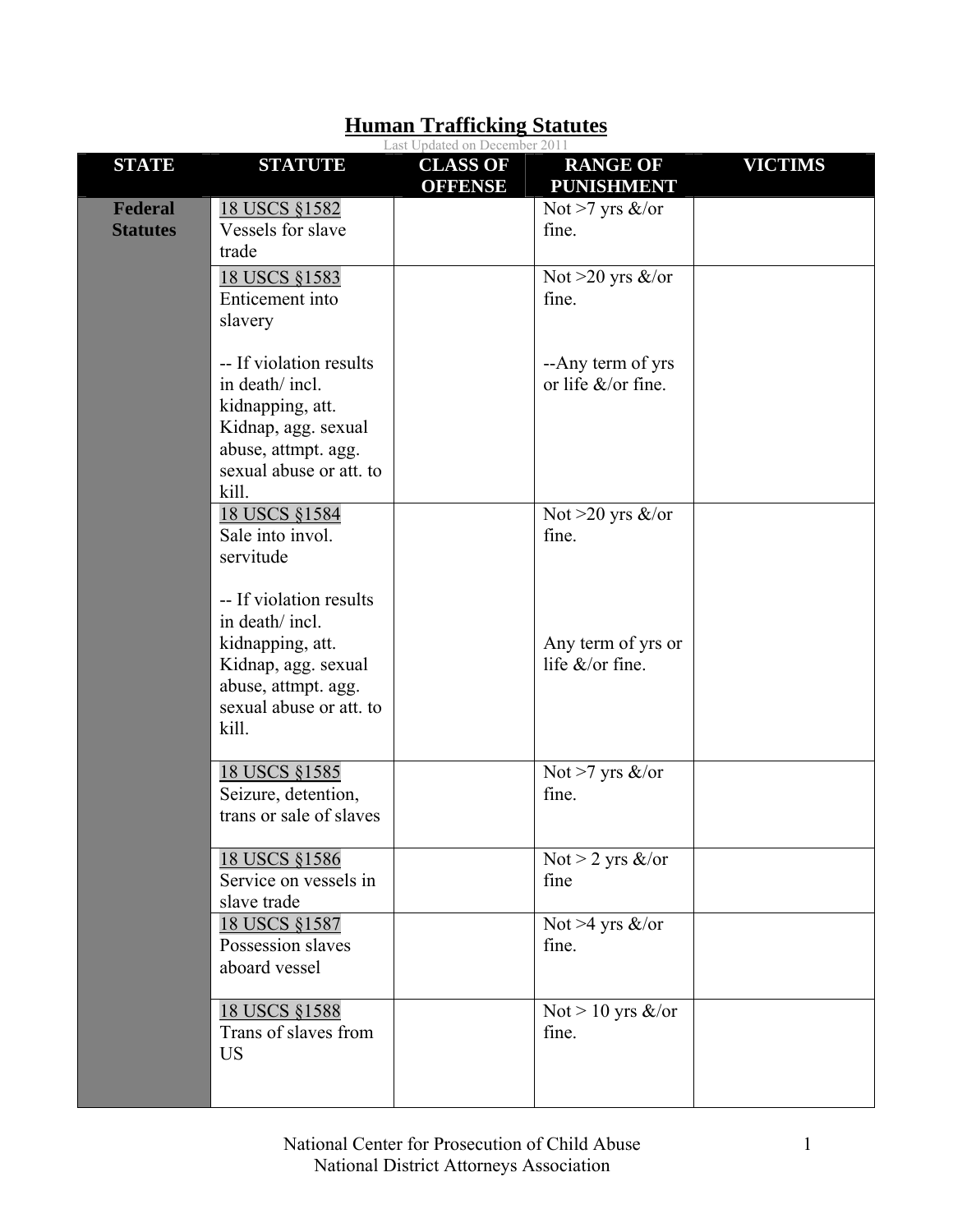# Human Trafficking Statutes

Last Updated on December 2011

| STATE | STATUTE | CLASS OF OFFENSE | RANGE OF PUNISHMENT | VICTIMS |
|---|---|---|---|---|
| **Federal Statutes** | 18 USCS §1582 Vessels for slave trade | | Not >7 yrs &/or fine. | |
| | 18 USCS §1583 Entice­ment into slavery<br><br>-- If violation results in death/ incl. kidnapping, att. Kidnap, agg. sexual abuse, attmpt. agg. sexual abuse or att. to kill. | | Not >20 yrs &/or fine.<br><br>--Any term of yrs or life &/or fine. | |
| | 18 USCS §1584 Sale into invol. servitude<br><br>-- If violation results in death/ incl. kidnapping, att. Kidnap, agg. sexual abuse, attmpt. agg. sexual abuse or att. to kill. | | Not >20 yrs &/or fine.<br><br>Any term of yrs or life &/or fine. | |
| | 18 USCS §1585 Seizure, detention, trans or sale of slaves | | Not >7 yrs &/or fine. | |
| | 18 USCS §1586 Service on vessels in slave trade | | Not > 2 yrs &/or fine | |
| | 18 USCS §1587 Possession slaves aboard vessel | | Not >4 yrs &/or fine. | |
| | 18 USCS §1588 Trans of slaves from US | | Not > 10 yrs &/or fine. | |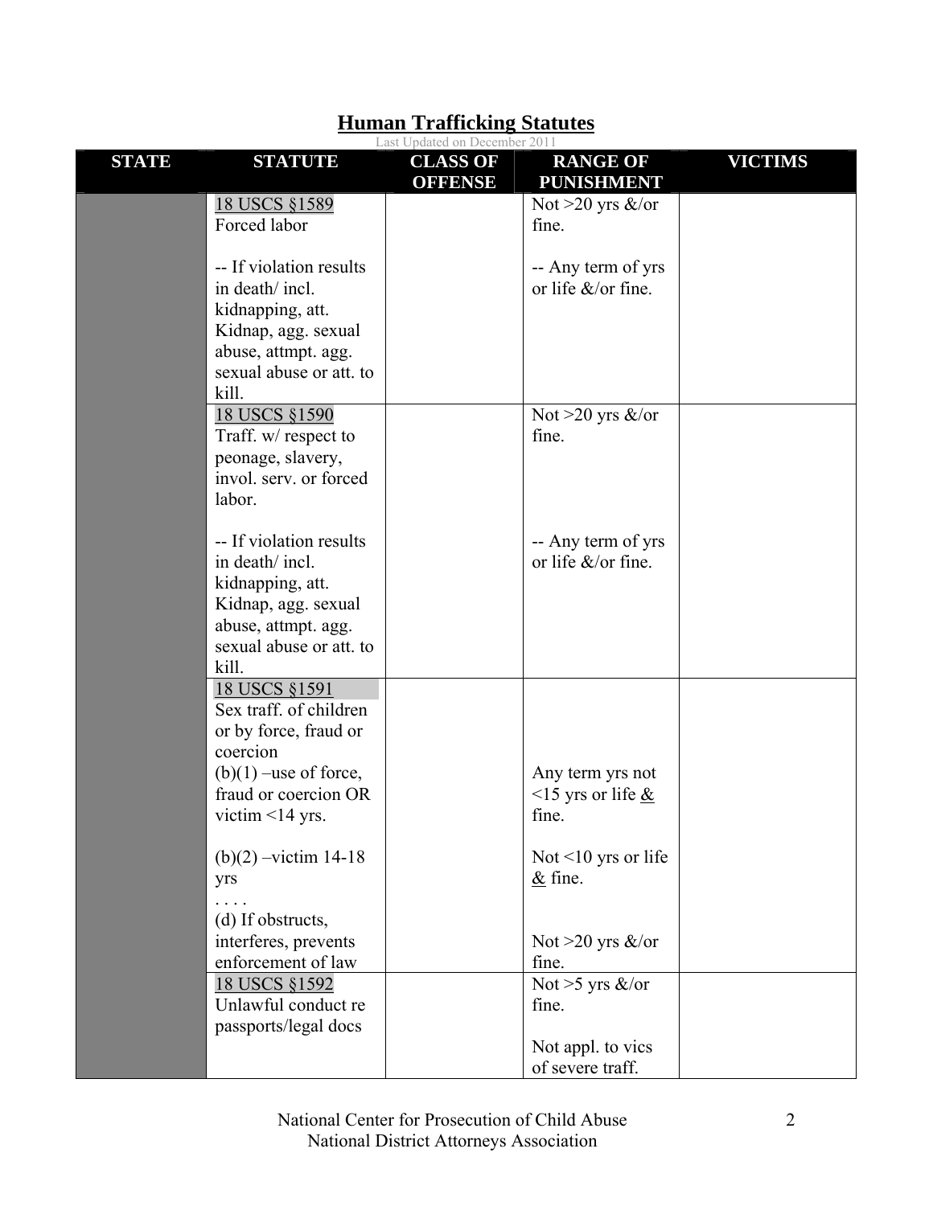# Human Trafficking Statutes

Last Updated on December 2011

| STATE | STATUTE | CLASS OF OFFENSE | RANGE OF PUNISHMENT | VICTIMS |
|---|---|---|---|---|
| | 18 USCS §1589<br>Forced labor<br><br>-- If violation results in death/ incl. kidnapping, att. Kidnap, agg. sexual abuse, attmpt. agg. sexual abuse or att. to kill. | | Not >20 yrs &/or fine.<br><br>-- Any term of yrs or life &/or fine. | |
| | 18 USCS §1590<br>Traff. w/ respect to peonage, slavery, invol. serv. or forced labor.<br><br>-- If violation results in death/ incl. kidnapping, att. Kidnap, agg. sexual abuse, attmpt. agg. sexual abuse or att. to kill. | | Not >20 yrs &/or fine.<br><br>-- Any term of yrs or life &/or fine. | |
| | 18 USCS §1591<br>Sex traff. of children or by force, fraud or coercion<br>(b)(1) –use of force, fraud or coercion OR victim <14 yrs.<br><br>(b)(2) –victim 14-18 yrs<br>. . . .<br>(d) If obstructs, interferes, prevents enforcement of law | | Any term yrs not <15 yrs or life & fine.<br><br>Not <10 yrs or life & fine.<br><br>Not >20 yrs &/or fine. | |
| | 18 USCS §1592<br>Unlawful conduct re passports/legal docs | | Not >5 yrs &/or fine.<br><br>Not appl. to vics of severe traff. | |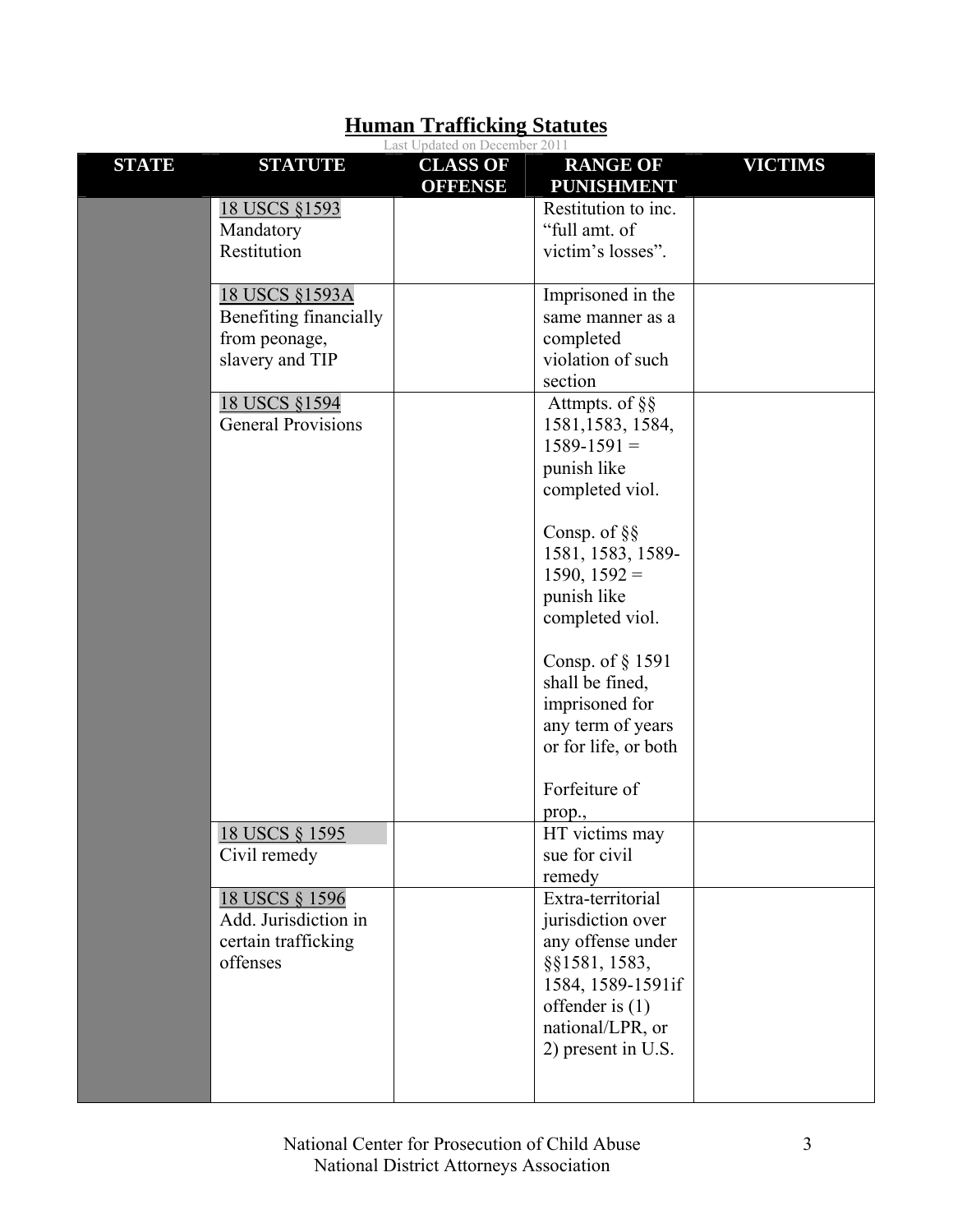# Human Trafficking Statutes

Last Updated on December 2011

| STATE | STATUTE | CLASS OF OFFENSE | RANGE OF PUNISHMENT | VICTIMS |
|---|---|---|---|---|
| | 18 USCS §1593 Mandatory Restitution | | Restitution to inc. "full amt. of victim's losses". | |
| | 18 USCS §1593A Benefiting financially from peonage, slavery and TIP | | Imprisoned in the same manner as a completed violation of such section | |
| | 18 USCS §1594 General Provisions | | Attmpts. of §§ 1581,1583, 1584, 1589-1591 = punish like completed viol.<br><br>Consp. of §§ 1581, 1583, 1589-1590, 1592 = punish like completed viol.<br><br>Consp. of § 1591 shall be fined, imprisoned for any term of years or for life, or both<br><br>Forfeiture of prop., | |
| | 18 USCS § 1595 Civil remedy | | HT victims may sue for civil remedy | |
| | 18 USCS § 1596 Add. Jurisdiction in certain trafficking offenses | | Extra-territorial jurisdiction over any offense under §§1581, 1583, 1584, 1589-1591if offender is (1) national/LPR, or 2) present in U.S. | |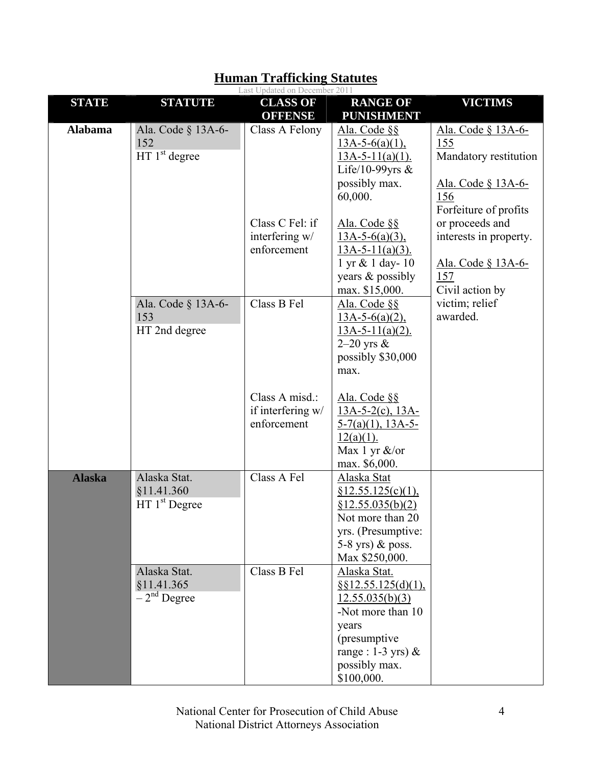## Human Trafficking Statutes

Last Updated on December 2011

| STATE | STATUTE | CLASS OF OFFENSE | RANGE OF PUNISHMENT | VICTIMS |
|---|---|---|---|---|
| **Alabama** | Ala. Code § 13A-6-152<br>HT 1st degree | Class A Felony<br><br>Class C Fel: if interfering w/ enforcement | Ala. Code §§ 13A-5-6(a)(1), 13A-5-11(a)(1). Life/10-99yrs & possibly max. 60,000.<br><br>Ala. Code §§ 13A-5-6(a)(3), 13A-5-11(a)(3). 1 yr & 1 day- 10 years & possibly max. $15,000. | Ala. Code § 13A-6-155<br>Mandatory restitution<br><br>Ala. Code § 13A-6-156<br>Forfeiture of profits or proceeds and interests in property.<br><br>Ala. Code § 13A-6-157<br>Civil action by victim; relief awarded. |
| | Ala. Code § 13A-6-153<br>HT 2nd degree | Class B Fel<br><br>Class A misd.: if interfering w/ enforcement | Ala. Code §§ 13A-5-6(a)(2), 13A-5-11(a)(2). 2–20 yrs & possibly $30,000 max.<br><br>Ala. Code §§ 13A-5-2(c), 13A-5-7(a)(1), 13A-5-12(a)(1). Max 1 yr &/or max. $6,000. | |
| **Alaska** | Alaska Stat. §11.41.360<br>HT 1st Degree | Class A Fel | Alaska Stat §12.55.125(c)(1), §12.55.035(b)(2) Not more than 20 yrs. (Presumptive: 5-8 yrs) & poss. Max $250,000. | |
| | Alaska Stat. §11.41.365<br>– 2nd Degree | Class B Fel | Alaska Stat. §§12.55.125(d)(1), 12.55.035(b)(3) -Not more than 10 years (presumptive range : 1-3 yrs) & possibly max. $100,000. | |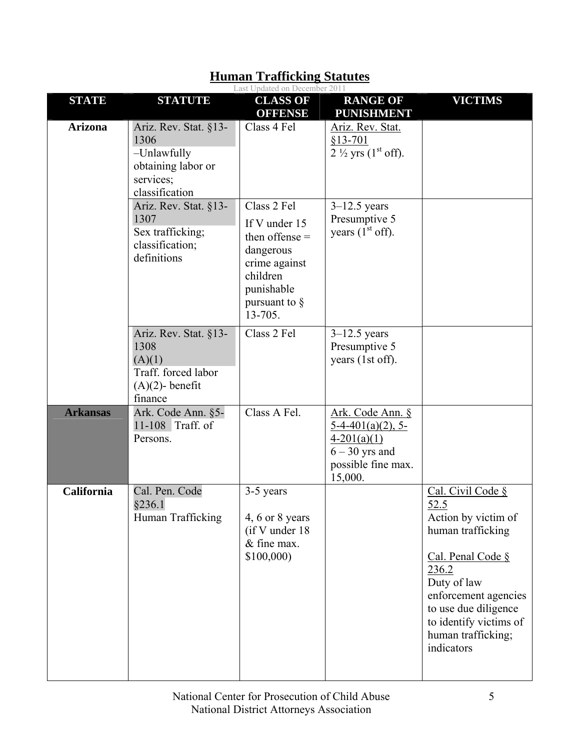# Human Trafficking Statutes

Last Updated on December 2011

| STATE | STATUTE | CLASS OF OFFENSE | RANGE OF PUNISHMENT | VICTIMS |
|---|---|---|---|---|
| **Arizona** | Ariz. Rev. Stat. §13-1306 –Unlawfully obtaining labor or services; classification | Class 4 Fel | Ariz. Rev. Stat. §13-701 2 ½ yrs (1st off). | |
| | Ariz. Rev. Stat. §13-1307 Sex trafficking; classification; definitions | Class 2 Fel If V under 15 then offense = dangerous crime against children punishable pursuant to § 13-705. | 3–12.5 years Presumptive 5 years (1st off). | |
| | Ariz. Rev. Stat. §13-1308 (A)(1) Traff. forced labor (A)(2)- benefit finance | Class 2 Fel | 3–12.5 years Presumptive 5 years (1st off). | |
| **Arkansas** | Ark. Code Ann. §5-11-108 Traff. of Persons. | Class A Fel. | Ark. Code Ann. § 5-4-401(a)(2), 5-4-201(a)(1) 6 – 30 yrs and possible fine max. 15,000. | |
| **California** | Cal. Pen. Code §236.1 Human Trafficking | 3-5 years<br><br>4, 6 or 8 years (if V under 18 & fine max. $100,000) | | Cal. Civil Code § 52.5 Action by victim of human trafficking<br><br>Cal. Penal Code § 236.2 Duty of law enforcement agencies to use due diligence to identify victims of human trafficking; indicators |

National Center for Prosecution of Child Abuse
National District Attorneys Association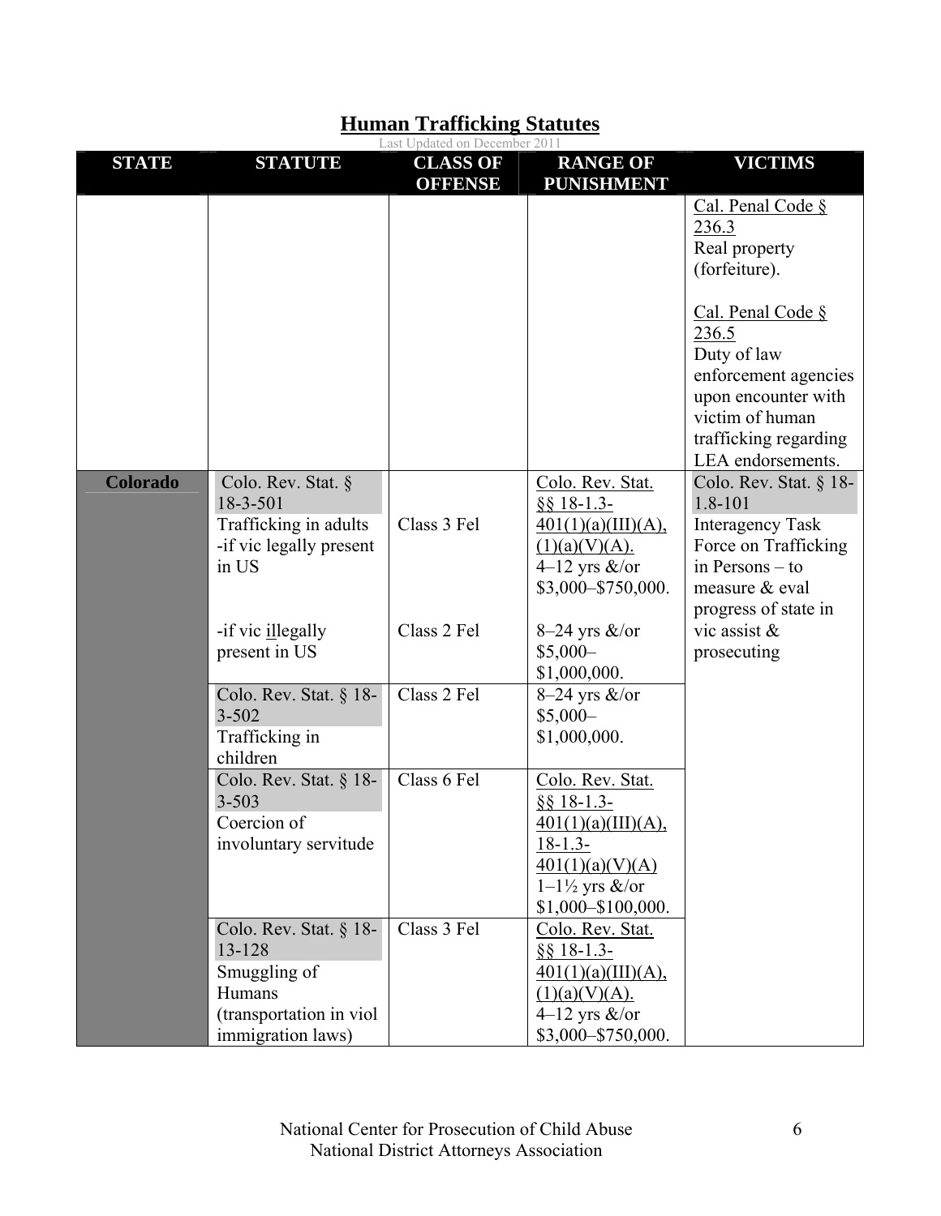# Human Trafficking Statutes

Last Updated on December 2011

| STATE | STATUTE | CLASS OF OFFENSE | RANGE OF PUNISHMENT | VICTIMS |
|---|---|---|---|---|
| | | | | Cal. Penal Code § 236.3<br>Real property (forfeiture).<br><br>Cal. Penal Code § 236.5<br>Duty of law enforcement agencies upon encounter with victim of human trafficking regarding LEA endorsements. |
| **Colorado** | Colo. Rev. Stat. § 18-3-501<br>Trafficking in adults<br>-if vic legally present in US<br><br>-if vic illegally present in US | Class 3 Fel<br><br><br>Class 2 Fel | Colo. Rev. Stat. §§ 18-1.3-401(1)(a)(III)(A), (1)(a)(V)(A).<br>4–12 yrs &/or $3,000–$750,000.<br><br>8–24 yrs &/or $5,000–$1,000,000. | Colo. Rev. Stat. § 18-1.8-101<br>Interagency Task Force on Trafficking in Persons – to measure & eval progress of state in vic assist & prosecuting |
| | Colo. Rev. Stat. § 18-3-502<br>Trafficking in children | Class 2 Fel | 8–24 yrs &/or $5,000–$1,000,000. | |
| | Colo. Rev. Stat. § 18-3-503<br>Coercion of involuntary servitude | Class 6 Fel | Colo. Rev. Stat. §§ 18-1.3-401(1)(a)(III)(A), 18-1.3-401(1)(a)(V)(A)<br>1–1½ yrs &/or $1,000–$100,000. | |
| | Colo. Rev. Stat. § 18-13-128<br>Smuggling of Humans (transportation in viol immigration laws) | Class 3 Fel | Colo. Rev. Stat. §§ 18-1.3-401(1)(a)(III)(A), (1)(a)(V)(A).<br>4–12 yrs &/or $3,000–$750,000. | |

National Center for Prosecution of Child Abuse
National District Attorneys Association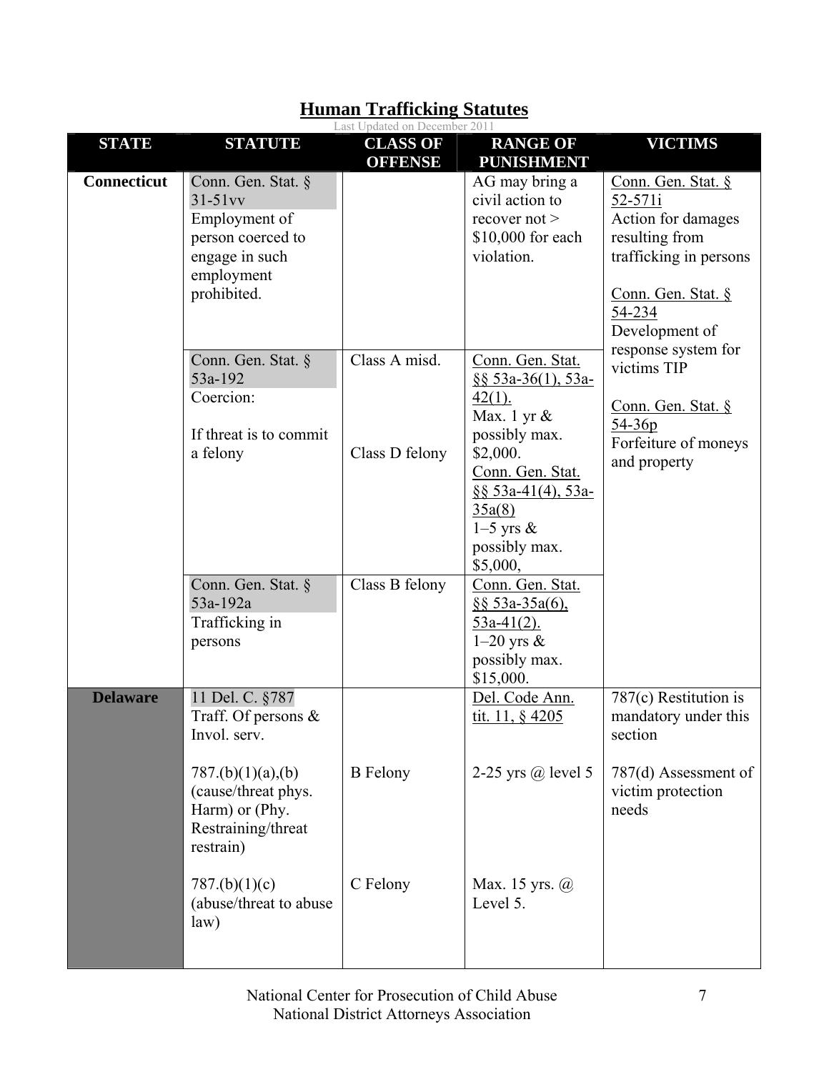## Human Trafficking Statutes

Last Updated on December 2011

| STATE | STATUTE | CLASS OF OFFENSE | RANGE OF PUNISHMENT | VICTIMS |
|---|---|---|---|---|
| **Connecticut** | Conn. Gen. Stat. § 31-51vv<br>Employment of person coerced to engage in such employment prohibited. | | AG may bring a civil action to recover not > $10,000 for each violation. | Conn. Gen. Stat. § 52-571i<br>Action for damages resulting from trafficking in persons<br><br>Conn. Gen. Stat. § 54-234<br>Development of response system for victims TIP<br><br>Conn. Gen. Stat. § 54-36p<br>Forfeiture of moneys and property |
| | Conn. Gen. Stat. § 53a-192<br>Coercion:<br><br>If threat is to commit a felony | Class A misd.<br><br><br>Class D felony | Conn. Gen. Stat. §§ 53a-36(1), 53a-42(1).<br>Max. 1 yr & possibly max. $2,000.<br>Conn. Gen. Stat. §§ 53a-41(4), 53a-35a(8)<br>1–5 yrs & possibly max. $5,000, | |
| | Conn. Gen. Stat. § 53a-192a<br>Trafficking in persons | Class B felony | Conn. Gen. Stat. §§ 53a-35a(6), 53a-41(2).<br>1–20 yrs & possibly max. $15,000. | |
| **Delaware** | 11 Del. C. §787<br>Traff. Of persons & Invol. serv.<br><br>787.(b)(1)(a),(b) (cause/threat phys. Harm) or (Phy. Restraining/threat restrain)<br><br>787.(b)(1)(c) (abuse/threat to abuse law) | <br><br><br>B Felony<br><br><br><br><br>C Felony | Del. Code Ann. tit. 11, § 4205<br><br><br>2-25 yrs @ level 5<br><br><br><br><br>Max. 15 yrs. @ Level 5. | 787(c) Restitution is mandatory under this section<br><br>787(d) Assessment of victim protection needs |

National Center for Prosecution of Child Abuse
National District Attorneys Association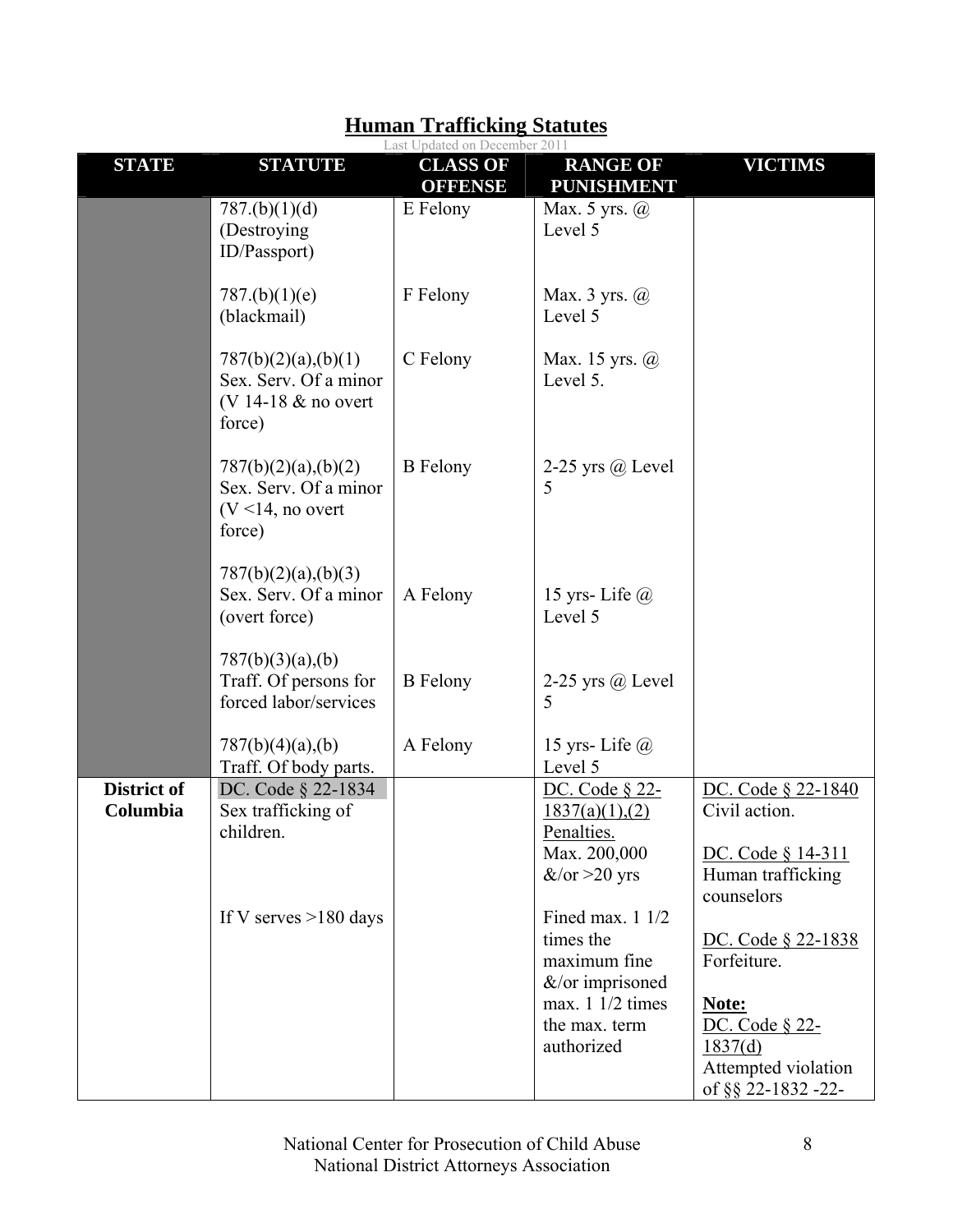# Human Trafficking Statutes

Last Updated on December 2011

| STATE | STATUTE | CLASS OF OFFENSE | RANGE OF PUNISHMENT | VICTIMS |
|---|---|---|---|---|
| | 787.(b)(1)(d) (Destroying ID/Passport) | E Felony | Max. 5 yrs. @ Level 5 | |
| | 787.(b)(1)(e) (blackmail) | F Felony | Max. 3 yrs. @ Level 5 | |
| | 787(b)(2)(a),(b)(1) Sex. Serv. Of a minor (V 14-18 & no overt force) | C Felony | Max. 15 yrs. @ Level 5. | |
| | 787(b)(2)(a),(b)(2) Sex. Serv. Of a minor (V <14, no overt force) | B Felony | 2-25 yrs @ Level 5 | |
| | 787(b)(2)(a),(b)(3) Sex. Serv. Of a minor (overt force) | A Felony | 15 yrs- Life @ Level 5 | |
| | 787(b)(3)(a),(b) Traff. Of persons for forced labor/services | B Felony | 2-25 yrs @ Level 5 | |
| | 787(b)(4)(a),(b) Traff. Of body parts. | A Felony | 15 yrs- Life @ Level 5 | |
| **District of Columbia** | DC. Code § 22-1834 Sex trafficking of children.<br><br>If V serves >180 days | | DC. Code § 22-1837(a)(1),(2) Penalties. Max. 200,000 &/or >20 yrs<br><br>Fined max. 1 1/2 times the maximum fine &/or imprisoned max. 1 1/2 times the max. term authorized | DC. Code § 22-1840 Civil action.<br><br>DC. Code § 14-311 Human trafficking counselors<br><br>DC. Code § 22-1838 Forfeiture.<br><br>**Note:** DC. Code § 22-1837(d) Attempted violation of §§ 22-1832 -22- |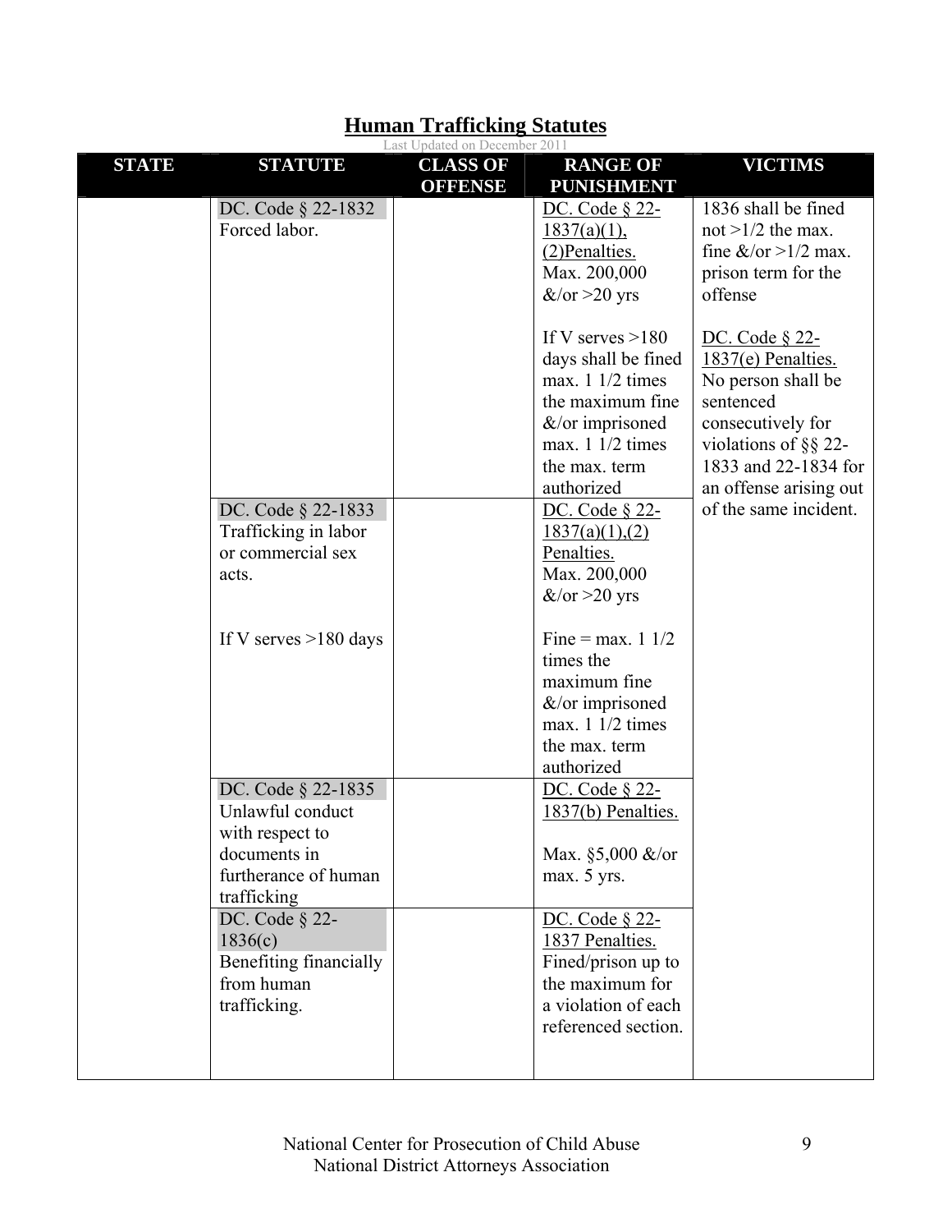## Human Trafficking Statutes

Last Updated on December 2011

| STATE | STATUTE | CLASS OF OFFENSE | RANGE OF PUNISHMENT | VICTIMS |
|---|---|---|---|---|
| | DC. Code § 22-1832 Forced labor. | | DC. Code § 22-1837(a)(1), (2)Penalties. Max. 200,000 &/or >20 yrs<br><br>If V serves >180 days shall be fined max. 1 1/2 times the maximum fine &/or imprisoned max. 1 1/2 times the max. term authorized | 1836 shall be fined not >1/2 the max. fine &/or >1/2 max. prison term for the offense<br><br>DC. Code § 22-1837(e) Penalties. No person shall be sentenced consecutively for violations of §§ 22-1833 and 22-1834 for an offense arising out of the same incident. |
| | DC. Code § 22-1833 Trafficking in labor or commercial sex acts.<br><br>If V serves >180 days | | DC. Code § 22-1837(a)(1),(2) Penalties. Max. 200,000 &/or >20 yrs<br><br>Fine = max. 1 1/2 times the maximum fine &/or imprisoned max. 1 1/2 times the max. term authorized | |
| | DC. Code § 22-1835 Unlawful conduct with respect to documents in furtherance of human trafficking | | DC. Code § 22-1837(b) Penalties.<br><br>Max. §5,000 &/or max. 5 yrs. | |
| | DC. Code § 22-1836(c) Benefiting financially from human trafficking. | | DC. Code § 22-1837 Penalties. Fined/prison up to the maximum for a violation of each referenced section. | |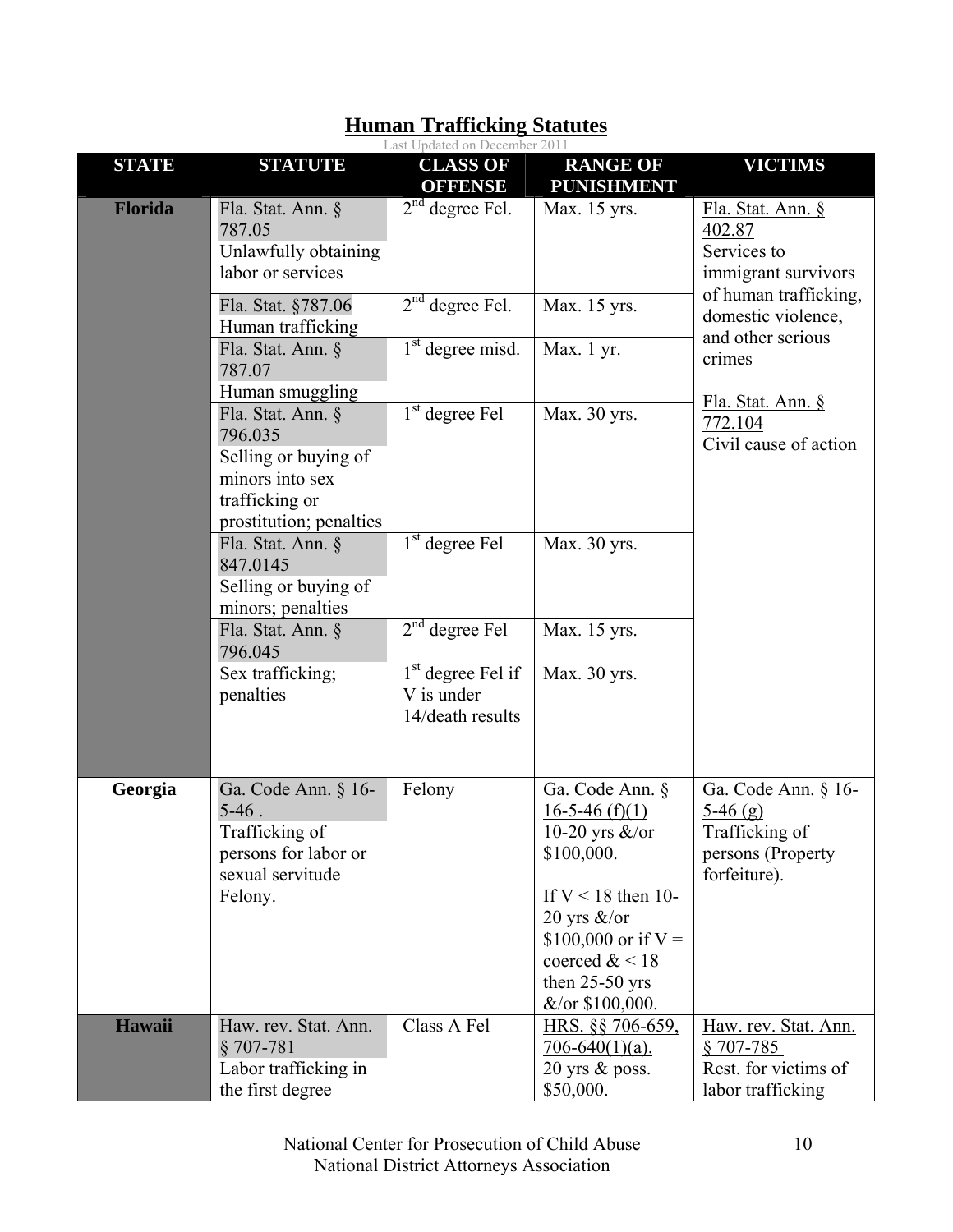# Human Trafficking Statutes

Last Updated on December 2011

| STATE | STATUTE | CLASS OF OFFENSE | RANGE OF PUNISHMENT | VICTIMS |
|---|---|---|---|---|
| **Florida** | Fla. Stat. Ann. § 787.05 Unlawfully obtaining labor or services | 2nd degree Fel. | Max. 15 yrs. | Fla. Stat. Ann. § 402.87 Services to immigrant survivors of human trafficking, domestic violence, and other serious crimes<br><br>Fla. Stat. Ann. § 772.104 Civil cause of action |
| | Fla. Stat. §787.06 Human trafficking | 2nd degree Fel. | Max. 15 yrs. | |
| | Fla. Stat. Ann. § 787.07 Human smuggling | 1st degree misd. | Max. 1 yr. | |
| | Fla. Stat. Ann. § 796.035 Selling or buying of minors into sex trafficking or prostitution; penalties | 1st degree Fel | Max. 30 yrs. | |
| | Fla. Stat. Ann. § 847.0145 Selling or buying of minors; penalties | 1st degree Fel | Max. 30 yrs. | |
| | Fla. Stat. Ann. § 796.045 Sex trafficking; penalties | 2nd degree Fel<br><br>1st degree Fel if V is under 14/death results | Max. 15 yrs.<br><br>Max. 30 yrs. | |
| **Georgia** | Ga. Code Ann. § 16-5-46 . Trafficking of persons for labor or sexual servitude Felony. | Felony | Ga. Code Ann. § 16-5-46 (f)(1) 10-20 yrs &/or $100,000.<br><br>If V < 18 then 10-20 yrs &/or $100,000 or if V = coerced & < 18 then 25-50 yrs &/or $100,000. | Ga. Code Ann. § 16-5-46 (g) Trafficking of persons (Property forfeiture). |
| **Hawaii** | Haw. rev. Stat. Ann. § 707-781 Labor trafficking in the first degree | Class A Fel | HRS. §§ 706-659, 706-640(1)(a). 20 yrs & poss. $50,000. | Haw. rev. Stat. Ann. § 707-785 Rest. for victims of labor trafficking |

National Center for Prosecution of Child Abuse
National District Attorneys Association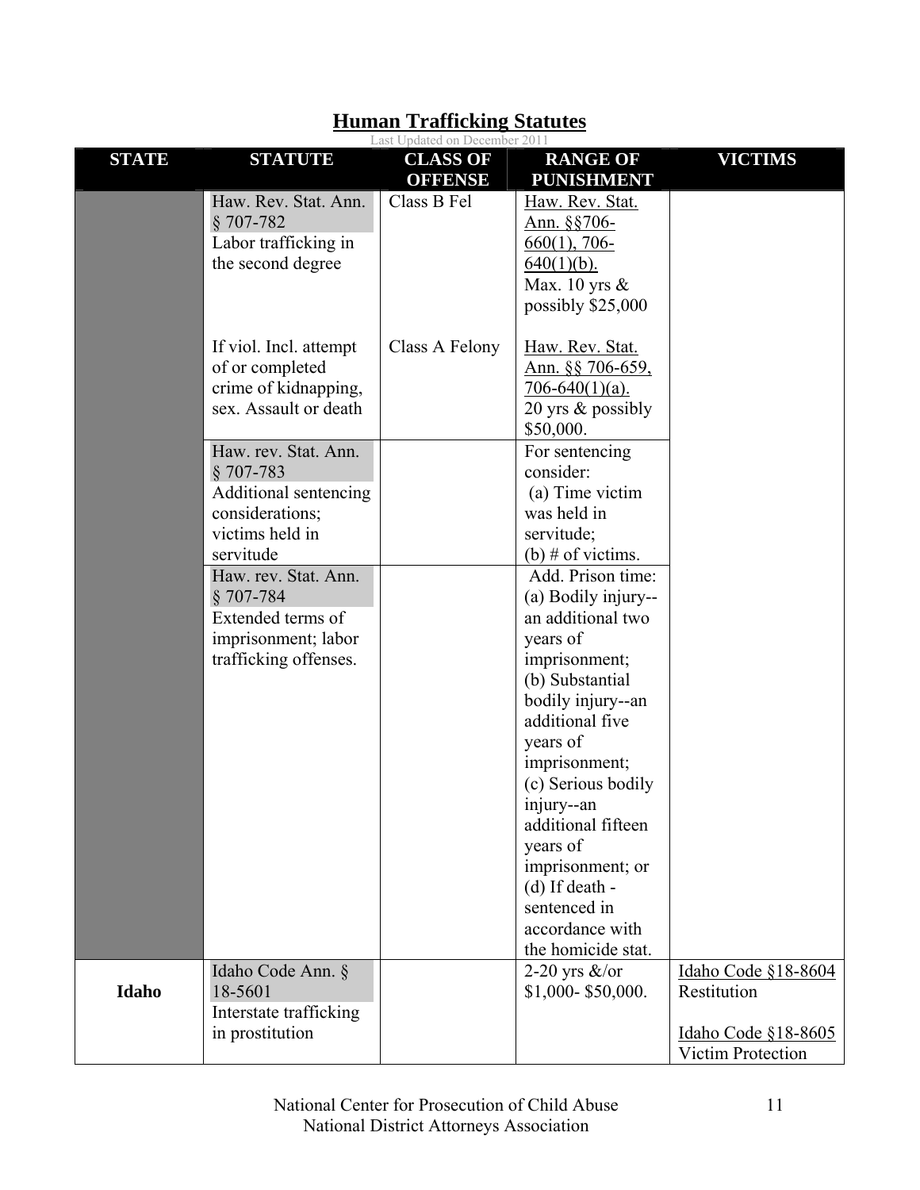## Human Trafficking Statutes

Last Updated on December 2011

| STATE | STATUTE | CLASS OF OFFENSE | RANGE OF PUNISHMENT | VICTIMS |
|---|---|---|---|---|
| | Haw. Rev. Stat. Ann. § 707-782 Labor trafficking in the second degree | Class B Fel | Haw. Rev. Stat. Ann. §§706-660(1), 706-640(1)(b). Max. 10 yrs & possibly $25,000 | |
| | If viol. Incl. attempt of or completed crime of kidnapping, sex. Assault or death | Class A Felony | Haw. Rev. Stat. Ann. §§ 706-659, 706-640(1)(a). 20 yrs & possibly $50,000. | |
| | Haw. rev. Stat. Ann. § 707-783 Additional sentencing considerations; victims held in servitude | | For sentencing consider: (a) Time victim was held in servitude; (b) # of victims. | |
| | Haw. rev. Stat. Ann. § 707-784 Extended terms of imprisonment; labor trafficking offenses. | | Add. Prison time: (a) Bodily injury--an additional two years of imprisonment; (b) Substantial bodily injury--an additional five years of imprisonment; (c) Serious bodily injury--an additional fifteen years of imprisonment; or (d) If death - sentenced in accordance with the homicide stat. | |
| **Idaho** | Idaho Code Ann. § 18-5601 Interstate trafficking in prostitution | | 2-20 yrs &/or $1,000- $50,000. | Idaho Code §18-8604 Restitution<br><br>Idaho Code §18-8605 Victim Protection |

National Center for Prosecution of Child Abuse
National District Attorneys Association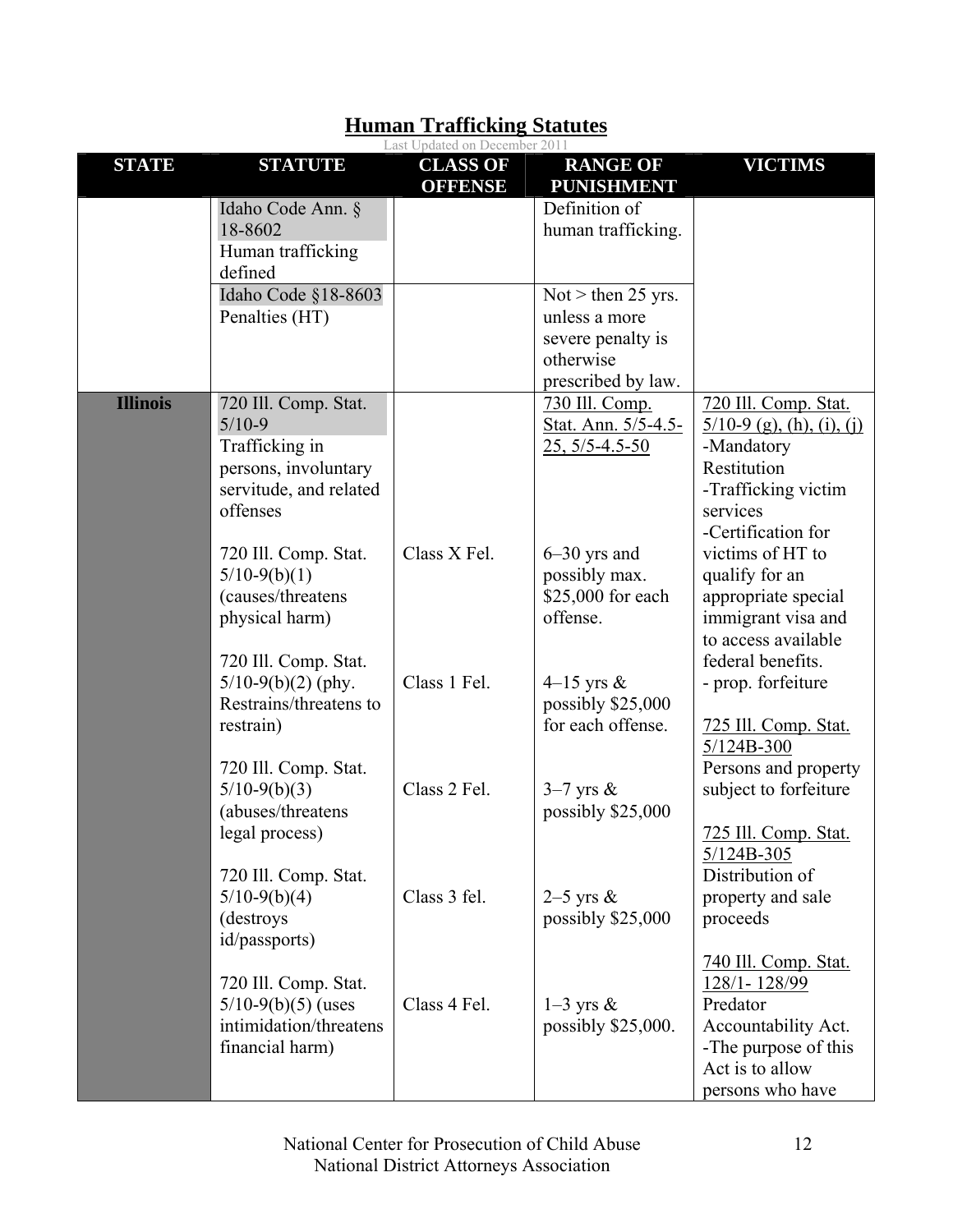# **Human Trafficking Statutes**

Last Updated on December 2011

| STATE | STATUTE | CLASS OF OFFENSE | RANGE OF PUNISHMENT | VICTIMS |
|---|---|---|---|---|
| | Idaho Code Ann. § 18-8602 Human trafficking defined | | Definition of human trafficking. | |
| | Idaho Code §18-8603 Penalties (HT) | | Not > then 25 yrs. unless a more severe penalty is otherwise prescribed by law. | |
| **Illinois** | 720 Ill. Comp. Stat. 5/10-9 Trafficking in persons, involuntary servitude, and related offenses | | 730 Ill. Comp. Stat. Ann. 5/5-4.5-25, 5/5-4.5-50 | 720 Ill. Comp. Stat. 5/10-9 (g), (h), (i), (j) -Mandatory Restitution -Trafficking victim services -Certification for victims of HT to qualify for an appropriate special immigrant visa and to access available federal benefits. - prop. forfeiture |
| | 720 Ill. Comp. Stat. 5/10-9(b)(1) (causes/threatens physical harm) | Class X Fel. | 6–30 yrs and possibly max. $25,000 for each offense. | |
| | 720 Ill. Comp. Stat. 5/10-9(b)(2) (phy. Restrains/threatens to restrain) | Class 1 Fel. | 4–15 yrs & possibly $25,000 for each offense. | 725 Ill. Comp. Stat. 5/124B-300 Persons and property subject to forfeiture |
| | 720 Ill. Comp. Stat. 5/10-9(b)(3) (abuses/threatens legal process) | Class 2 Fel. | 3–7 yrs & possibly $25,000 | 725 Ill. Comp. Stat. 5/124B-305 Distribution of property and sale proceeds |
| | 720 Ill. Comp. Stat. 5/10-9(b)(4) (destroys id/passports) | Class 3 fel. | 2–5 yrs & possibly $25,000 | |
| | 720 Ill. Comp. Stat. 5/10-9(b)(5) (uses intimidation/threatens financial harm) | Class 4 Fel. | 1–3 yrs & possibly $25,000. | 740 Ill. Comp. Stat. 128/1- 128/99 Predator Accountability Act. -The purpose of this Act is to allow persons who have |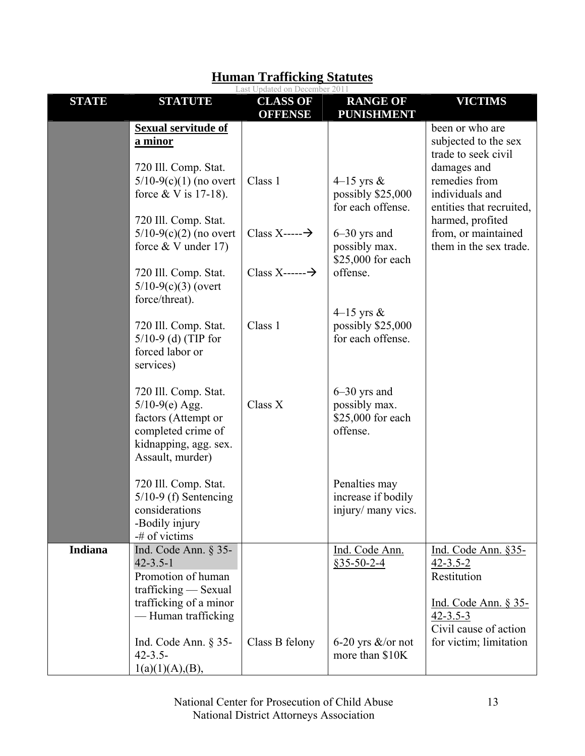# Human Trafficking Statutes

Last Updated on December 2011

| STATE | STATUTE | CLASS OF OFFENSE | RANGE OF PUNISHMENT | VICTIMS |
|---|---|---|---|---|
| | **Sexual servitude of a minor**<br><br>720 Ill. Comp. Stat. 5/10-9(c)(1) (no overt force & V is 17-18).<br><br>720 Ill. Comp. Stat. 5/10-9(c)(2) (no overt force & V under 17)<br><br>720 Ill. Comp. Stat. 5/10-9(c)(3) (overt force/threat).<br><br>720 Ill. Comp. Stat. 5/10-9 (d) (TIP for forced labor or services)<br><br>720 Ill. Comp. Stat. 5/10-9(e) Agg. factors (Attempt or completed crime of kidnapping, agg. sex. Assault, murder)<br><br>720 Ill. Comp. Stat. 5/10-9 (f) Sentencing considerations<br>-Bodily injury<br>-# of victims | Class 1<br><br>Class X-----→<br><br>Class X------→<br><br>Class 1<br><br>Class X | 4–15 yrs & possibly $25,000 for each offense.<br><br>6–30 yrs and possibly max. $25,000 for each offense.<br><br>4–15 yrs & possibly $25,000 for each offense.<br><br>6–30 yrs and possibly max. $25,000 for each offense.<br><br>Penalties may increase if bodily injury/ many vics. | been or who are subjected to the sex trade to seek civil damages and remedies from individuals and entities that recruited, harmed, profited from, or maintained them in the sex trade. |
| **Indiana** | Ind. Code Ann. § 35-42-3.5-1<br>Promotion of human trafficking — Sexual trafficking of a minor — Human trafficking<br><br>Ind. Code Ann. § 35-42-3.5-1(a)(1)(A),(B), | <br><br><br><br>Class B felony | Ind. Code Ann. §35-50-2-4<br><br><br><br>6-20 yrs &/or not more than $10K | Ind. Code Ann. §35-42-3.5-2<br>Restitution<br><br>Ind. Code Ann. § 35-42-3.5-3<br>Civil cause of action for victim; limitation |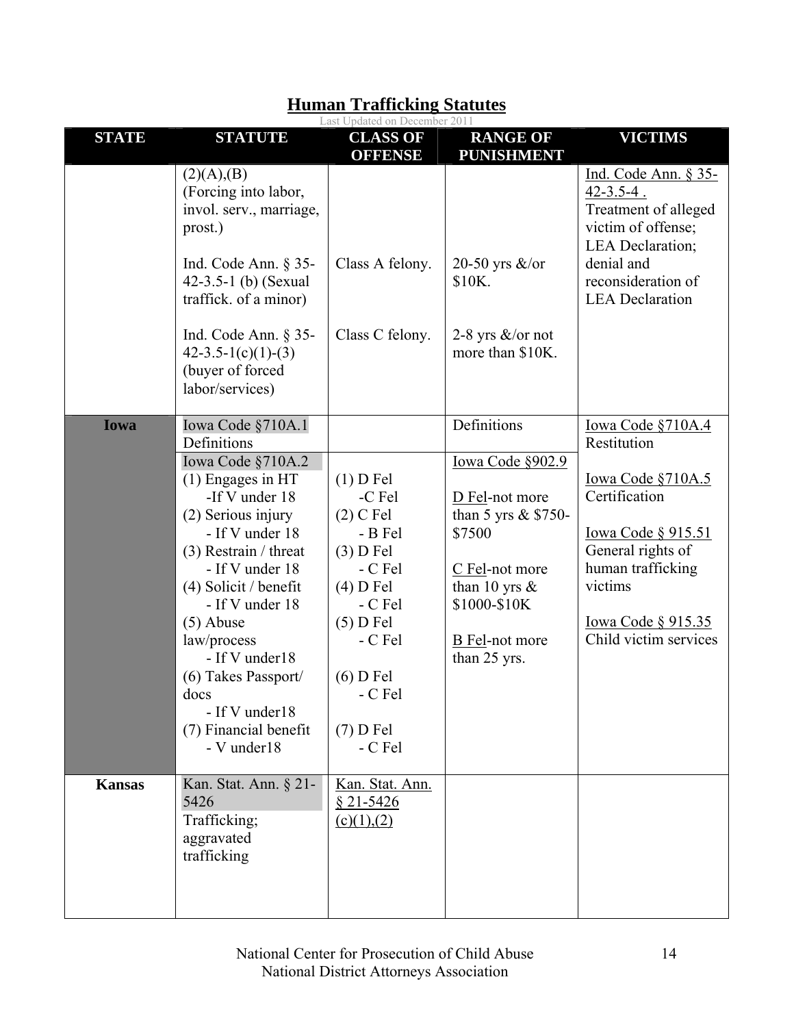# Human Trafficking Statutes

Last Updated on December 2011

| STATE | STATUTE | CLASS OF OFFENSE | RANGE OF PUNISHMENT | VICTIMS |
|---|---|---|---|---|
| | (2)(A),(B) (Forcing into labor, invol. serv., marriage, prost.)<br><br>Ind. Code Ann. § 35-42-3.5-1 (b) (Sexual traffick. of a minor)<br><br>Ind. Code Ann. § 35-42-3.5-1(c)(1)-(3) (buyer of forced labor/services) | <br><br><br>Class A felony.<br><br><br>Class C felony. | <br><br><br>20-50 yrs &/or $10K.<br><br><br>2-8 yrs &/or not more than $10K. | Ind. Code Ann. § 35-42-3.5-4 . Treatment of alleged victim of offense; LEA Declaration; denial and reconsideration of LEA Declaration |
| **Iowa** | Iowa Code §710A.1 Definitions<br><br>Iowa Code §710A.2<br>(1) Engages in HT<br>-If V under 18<br>(2) Serious injury<br>- If V under 18<br>(3) Restrain / threat<br>- If V under 18<br>(4) Solicit / benefit<br>- If V under 18<br>(5) Abuse law/process<br>- If V under18<br>(6) Takes Passport/ docs<br>- If V under18<br>(7) Financial benefit<br>- V under18 | <br><br><br>(1) D Fel<br>-C Fel<br>(2) C Fel<br>- B Fel<br>(3) D Fel<br>- C Fel<br>(4) D Fel<br>- C Fel<br>(5) D Fel<br>- C Fel<br><br>(6) D Fel<br>- C Fel<br><br>(7) D Fel<br>- C Fel | Definitions<br><br>Iowa Code §902.9<br><br>D Fel-not more than 5 yrs & $750-$7500<br><br>C Fel-not more than 10 yrs & $1000-$10K<br><br>B Fel-not more than 25 yrs. | Iowa Code §710A.4 Restitution<br><br>Iowa Code §710A.5 Certification<br><br>Iowa Code § 915.51 General rights of human trafficking victims<br><br>Iowa Code § 915.35 Child victim services |
| **Kansas** | Kan. Stat. Ann. § 21-5426 Trafficking; aggravated trafficking | Kan. Stat. Ann. § 21-5426 (c)(1),(2) | | |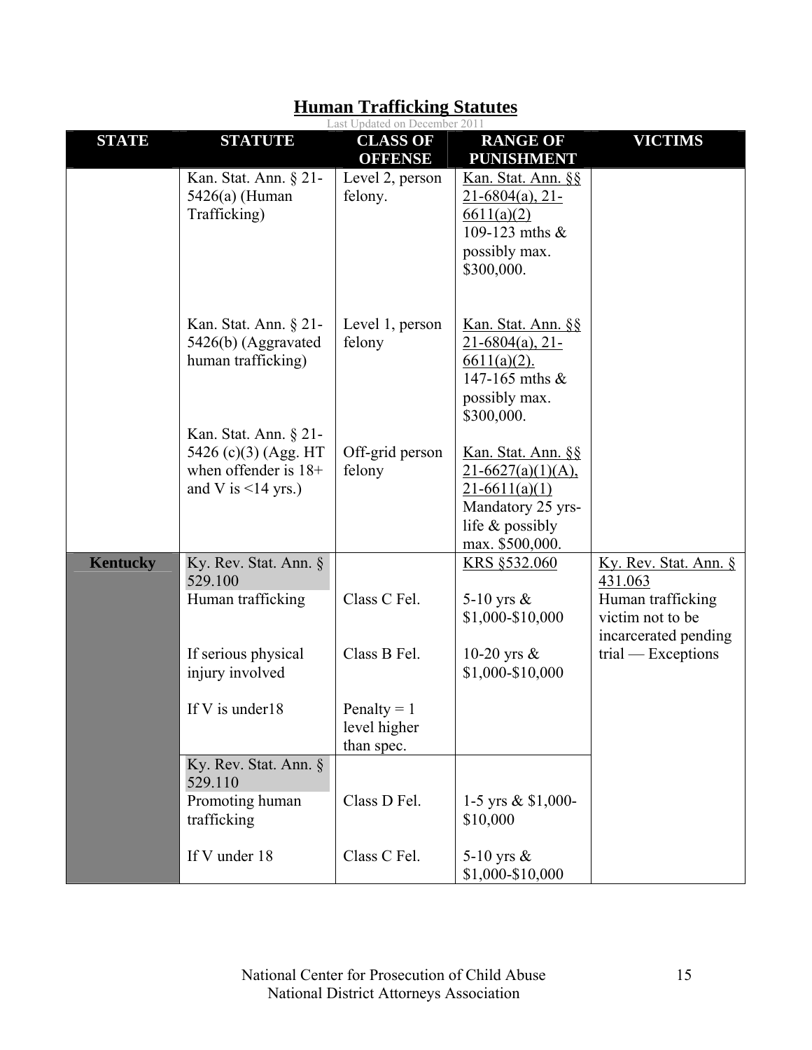## Human Trafficking Statutes

Last Updated on December 2011

| STATE | STATUTE | CLASS OF OFFENSE | RANGE OF PUNISHMENT | VICTIMS |
|---|---|---|---|---|
| | Kan. Stat. Ann. § 21-5426(a) (Human Trafficking) | Level 2, person felony. | Kan. Stat. Ann. §§ 21-6804(a), 21-6611(a)(2) 109-123 mths & possibly max. $300,000. | |
| | Kan. Stat. Ann. § 21-5426(b) (Aggravated human trafficking) | Level 1, person felony | Kan. Stat. Ann. §§ 21-6804(a), 21-6611(a)(2). 147-165 mths & possibly max. $300,000. | |
| | Kan. Stat. Ann. § 21-5426 (c)(3) (Agg. HT when offender is 18+ and V is <14 yrs.) | Off-grid person felony | Kan. Stat. Ann. §§ 21-6627(a)(1)(A), 21-6611(a)(1) Mandatory 25 yrs-life & possibly max. $500,000. | |
| **Kentucky** | Ky. Rev. Stat. Ann. § 529.100 | | KRS §532.060 | Ky. Rev. Stat. Ann. § 431.063 Human trafficking victim not to be incarcerated pending trial — Exceptions |
| | Human trafficking | Class C Fel. | 5-10 yrs & $1,000-$10,000 | |
| | If serious physical injury involved | Class B Fel. | 10-20 yrs & $1,000-$10,000 | |
| | If V is under18 | Penalty = 1 level higher than spec. | | |
| | Ky. Rev. Stat. Ann. § 529.110 | | | |
| | Promoting human trafficking | Class D Fel. | 1-5 yrs & $1,000-$10,000 | |
| | If V under 18 | Class C Fel. | 5-10 yrs & $1,000-$10,000 | |

National Center for Prosecution of Child Abuse
National District Attorneys Association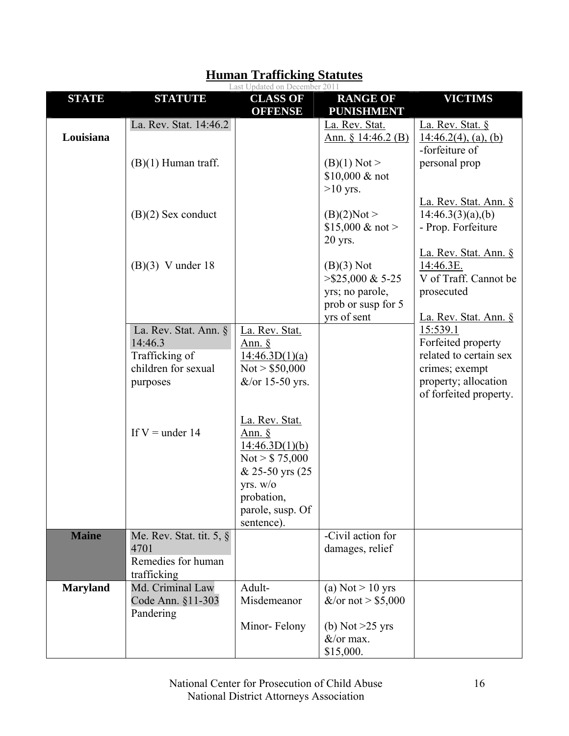# Human Trafficking Statutes

Last Updated on December 2011

| STATE | STATUTE | CLASS OF OFFENSE | RANGE OF PUNISHMENT | VICTIMS |
|---|---|---|---|---|
| **Louisiana** | La. Rev. Stat. 14:46.2<br><br>(B)(1) Human traff.<br><br>(B)(2) Sex conduct<br><br>(B)(3) V under 18 | | La. Rev. Stat. Ann. § 14:46.2 (B)<br><br>(B)(1) Not > $10,000 & not >10 yrs.<br><br>(B)(2)Not > $15,000 & not > 20 yrs.<br><br>(B)(3) Not >$25,000 & 5-25 yrs; no parole, prob or susp for 5 yrs of sent | La. Rev. Stat. § 14:46.2(4), (a), (b) -forfeiture of personal prop<br><br>La. Rev. Stat. Ann. § 14:46.3(3)(a),(b) - Prop. Forfeiture<br><br>La. Rev. Stat. Ann. § 14:46.3E. V of Traff. Cannot be prosecuted<br><br>La. Rev. Stat. Ann. § 15:539.1 Forfeited property related to certain sex crimes; exempt property; allocation of forfeited property. |
| | La. Rev. Stat. Ann. § 14:46.3 Trafficking of children for sexual purposes<br><br>If V = under 14 | La. Rev. Stat. Ann. § 14:46.3D(1)(a) Not > $50,000 &/or 15-50 yrs.<br><br>La. Rev. Stat. Ann. § 14:46.3D(1)(b) Not > $ 75,000 & 25-50 yrs (25 yrs. w/o probation, parole, susp. Of sentence). | | |
| **Maine** | Me. Rev. Stat. tit. 5, § 4701 Remedies for human trafficking | | -Civil action for damages, relief | |
| **Maryland** | Md. Criminal Law Code Ann. §11-303 Pandering | Adult- Misdemeanor<br><br>Minor- Felony | (a) Not > 10 yrs &/or not > $5,000<br><br>(b) Not >25 yrs &/or max. $15,000. | |

National Center for Prosecution of Child Abuse
National District Attorneys Association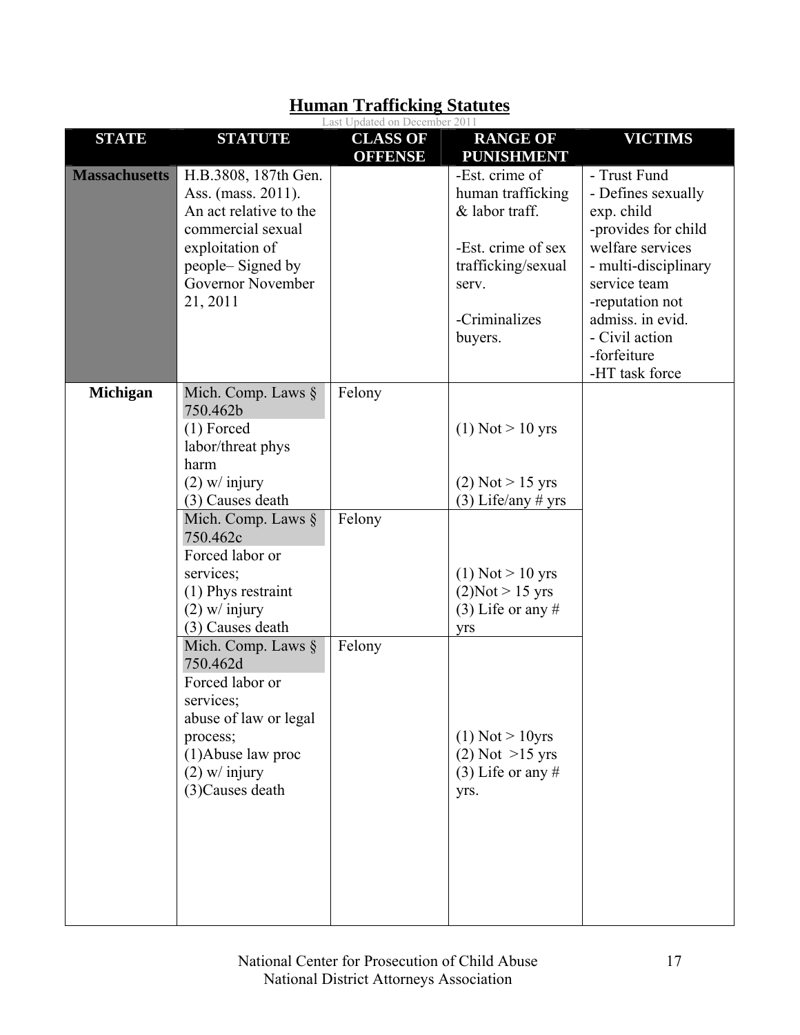# Human Trafficking Statutes

Last Updated on December 2011

| STATE | STATUTE | CLASS OF OFFENSE | RANGE OF PUNISHMENT | VICTIMS |
|---|---|---|---|---|
| **Massachusetts** | H.B.3808, 187th Gen. Ass. (mass. 2011). An act relative to the commercial sexual exploitation of people– Signed by Governor November 21, 2011 | | -Est. crime of human trafficking & labor traff.<br><br>-Est. crime of sex trafficking/sexual serv.<br><br>-Criminalizes buyers. | - Trust Fund<br>- Defines sexually exp. child<br>-provides for child welfare services<br>- multi-disciplinary service team<br>-reputation not admiss. in evid.<br>- Civil action<br>-forfeiture<br>-HT task force |
| **Michigan** | Mich. Comp. Laws § 750.462b<br>(1) Forced labor/threat phys harm<br>(2) w/ injury<br>(3) Causes death | Felony | (1) Not > 10 yrs<br>(2) Not > 15 yrs<br>(3) Life/any # yrs | |
| | Mich. Comp. Laws § 750.462c<br>Forced labor or services;<br>(1) Phys restraint<br>(2) w/ injury<br>(3) Causes death | Felony | (1) Not > 10 yrs<br>(2)Not > 15 yrs<br>(3) Life or any # yrs | |
| | Mich. Comp. Laws § 750.462d<br>Forced labor or services;<br>abuse of law or legal process;<br>(1)Abuse law proc<br>(2) w/ injury<br>(3)Causes death | Felony | (1) Not > 10yrs<br>(2) Not >15 yrs<br>(3) Life or any # yrs. | |

National Center for Prosecution of Child Abuse
National District Attorneys Association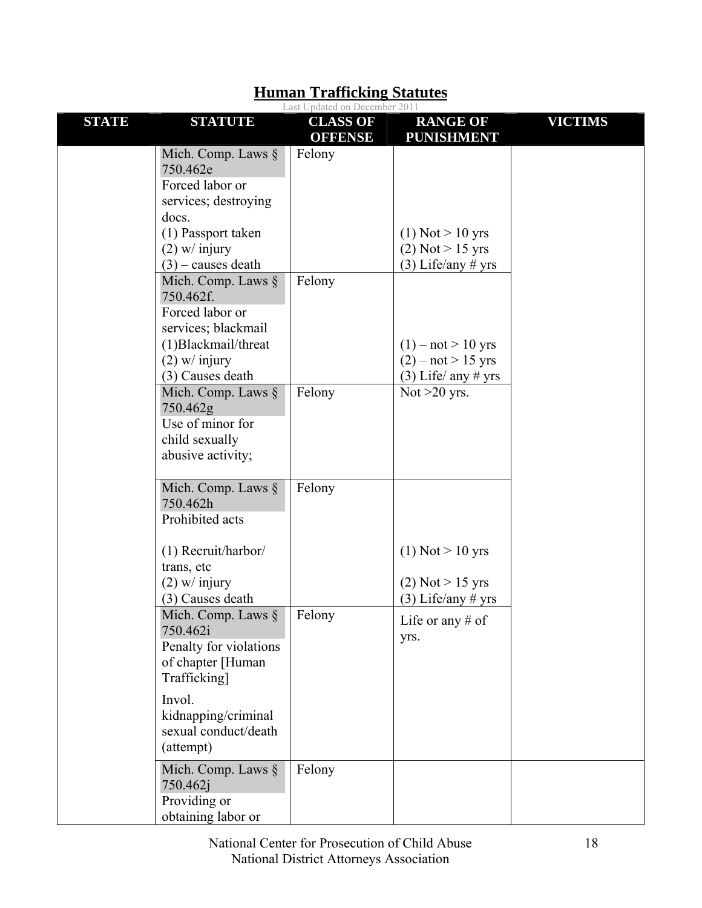# Human Trafficking Statutes

Last Updated on December 2011

| STATE | STATUTE | CLASS OF OFFENSE | RANGE OF PUNISHMENT | VICTIMS |
|---|---|---|---|---|
| | Mich. Comp. Laws § 750.462e<br>Forced labor or services; destroying docs.<br>(1) Passport taken<br>(2) w/ injury<br>(3) – causes death | Felony | (1) Not > 10 yrs<br>(2) Not > 15 yrs<br>(3) Life/any # yrs | |
| | Mich. Comp. Laws § 750.462f.<br>Forced labor or services; blackmail<br>(1)Blackmail/threat<br>(2) w/ injury<br>(3) Causes death | Felony | (1) – not > 10 yrs<br>(2) – not > 15 yrs<br>(3) Life/ any # yrs | |
| | Mich. Comp. Laws § 750.462g<br>Use of minor for child sexually abusive activity; | Felony | Not >20 yrs. | |
| | Mich. Comp. Laws § 750.462h<br>Prohibited acts<br>(1) Recruit/harbor/ trans, etc<br>(2) w/ injury<br>(3) Causes death | Felony | (1) Not > 10 yrs<br>(2) Not > 15 yrs<br>(3) Life/any # yrs | |
| | Mich. Comp. Laws § 750.462i<br>Penalty for violations of chapter [Human Trafficking]<br>Invol. kidnapping/criminal sexual conduct/death (attempt) | Felony | Life or any # of yrs. | |
| | Mich. Comp. Laws § 750.462j<br>Providing or obtaining labor or | Felony | | |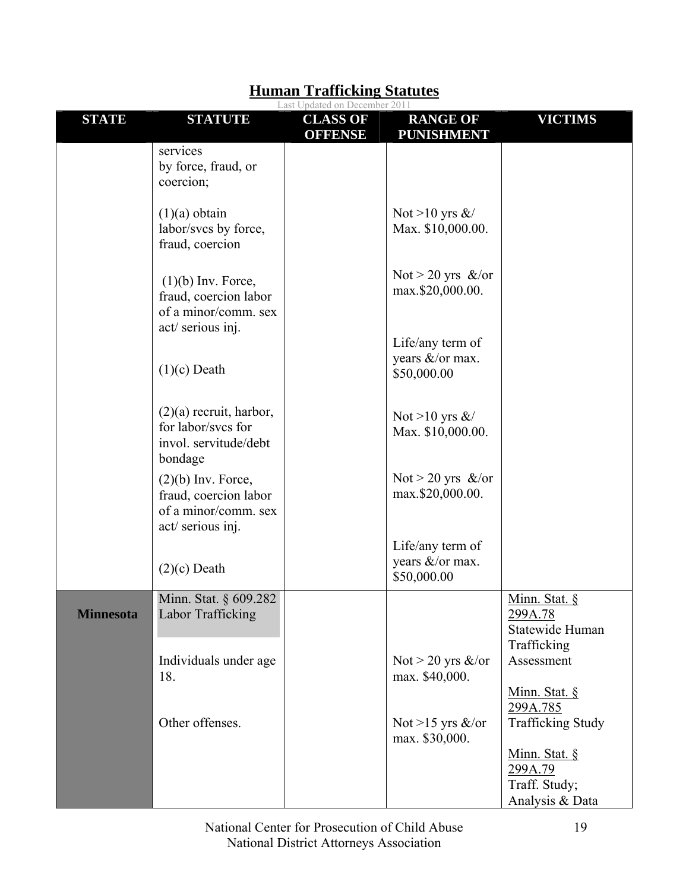# Human Trafficking Statutes

Last Updated on December 2011

| STATE | STATUTE | CLASS OF OFFENSE | RANGE OF PUNISHMENT | VICTIMS |
|---|---|---|---|---|
| | services by force, fraud, or coercion; | | | |
| | (1)(a) obtain labor/svcs by force, fraud, coercion | | Not >10 yrs &/ Max. $10,000.00. | |
| | (1)(b) Inv. Force, fraud, coercion labor of a minor/comm. sex act/ serious inj. | | Not > 20 yrs &/or max.$20,000.00. | |
| | (1)(c) Death | | Life/any term of years &/or max. $50,000.00 | |
| | (2)(a) recruit, harbor, for labor/svcs for invol. servitude/debt bondage | | Not >10 yrs &/ Max. $10,000.00. | |
| | (2)(b) Inv. Force, fraud, coercion labor of a minor/comm. sex act/ serious inj. | | Not > 20 yrs &/or max.$20,000.00. | |
| | (2)(c) Death | | Life/any term of years &/or max. $50,000.00 | |
| **Minnesota** | Minn. Stat. § 609.282 Labor Trafficking | | | Minn. Stat. § 299A.78 Statewide Human Trafficking Assessment |
| | Individuals under age 18. | | Not > 20 yrs &/or max. $40,000. | Minn. Stat. § 299A.785 Trafficking Study |
| | Other offenses. | | Not >15 yrs &/or max. $30,000. | Minn. Stat. § 299A.79 Traff. Study; Analysis & Data |

National Center for Prosecution of Child Abuse
National District Attorneys Association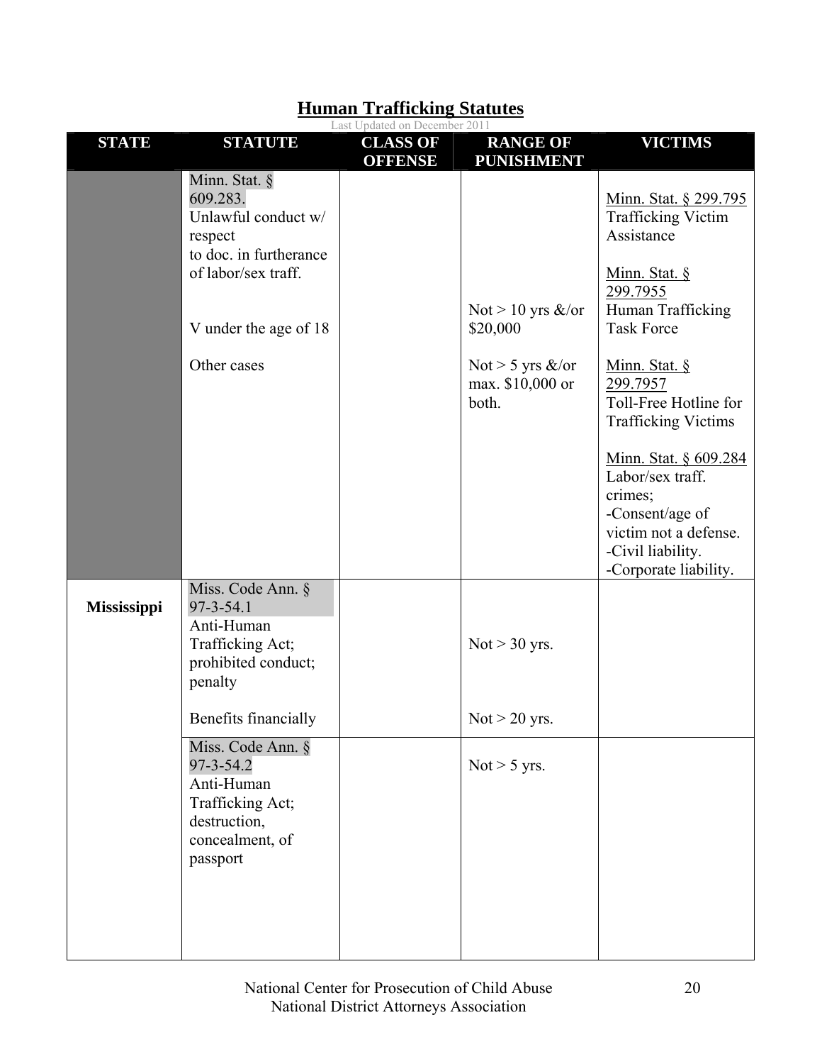## Human Trafficking Statutes

Last Updated on December 2011

| STATE | STATUTE | CLASS OF OFFENSE | RANGE OF PUNISHMENT | VICTIMS |
|---|---|---|---|---|
| | Minn. Stat. § 609.283. Unlawful conduct w/ respect to doc. in furtherance of labor/sex traff.<br><br>V under the age of 18<br><br>Other cases | | <br><br><br>Not > 10 yrs &/or $20,000<br><br>Not > 5 yrs &/or max. $10,000 or both. | Minn. Stat. § 299.795 Trafficking Victim Assistance<br><br>Minn. Stat. § 299.7955 Human Trafficking Task Force<br><br>Minn. Stat. § 299.7957 Toll-Free Hotline for Trafficking Victims<br><br>Minn. Stat. § 609.284 Labor/sex traff. crimes;<br>-Consent/age of victim not a defense.<br>-Civil liability.<br>-Corporate liability. |
| **Mississippi** | Miss. Code Ann. § 97-3-54.1 Anti-Human Trafficking Act; prohibited conduct; penalty<br><br>Benefits financially | | Not > 30 yrs.<br><br>Not > 20 yrs. | |
| | Miss. Code Ann. § 97-3-54.2 Anti-Human Trafficking Act; destruction, concealment, of passport | | Not > 5 yrs. | |

National Center for Prosecution of Child Abuse
National District Attorneys Association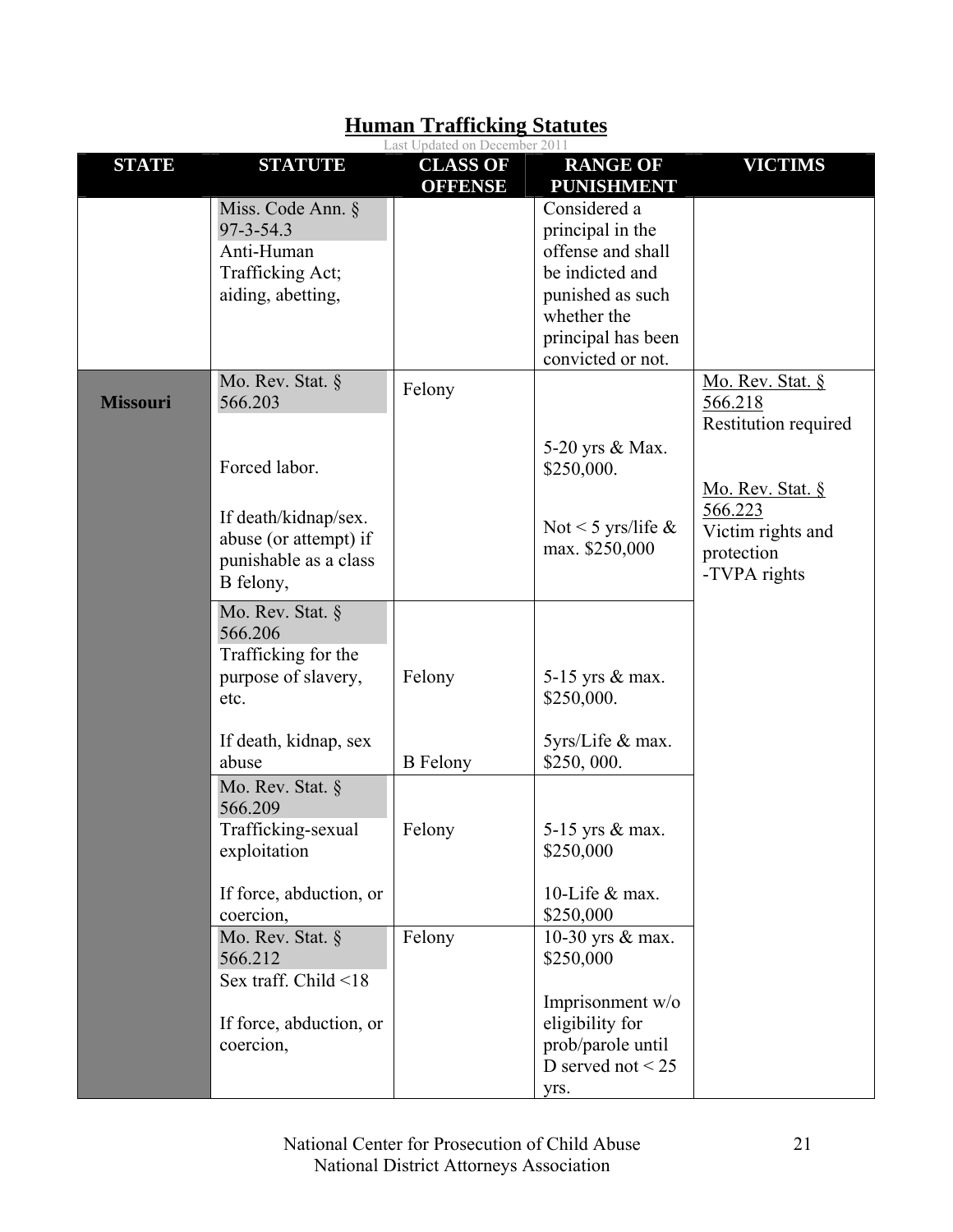# Human Trafficking Statutes

Last Updated on December 2011

| STATE | STATUTE | CLASS OF OFFENSE | RANGE OF PUNISHMENT | VICTIMS |
|---|---|---|---|---|
| | Miss. Code Ann. § 97-3-54.3<br>Anti-Human Trafficking Act; aiding, abetting, | | Considered a principal in the offense and shall be indicted and punished as such whether the principal has been convicted or not. | |
| **Missouri** | Mo. Rev. Stat. § 566.203<br><br>Forced labor.<br><br>If death/kidnap/sex. abuse (or attempt) if punishable as a class B felony, | Felony | 5-20 yrs & Max. $250,000.<br><br>Not < 5 yrs/life & max. $250,000 | Mo. Rev. Stat. § 566.218<br>Restitution required<br><br>Mo. Rev. Stat. § 566.223<br>Victim rights and protection<br>-TVPA rights |
| | Mo. Rev. Stat. § 566.206<br>Trafficking for the purpose of slavery, etc.<br><br>If death, kidnap, sex abuse | Felony<br><br>B Felony | 5-15 yrs & max. $250,000.<br><br>5yrs/Life & max. $250, 000. | |
| | Mo. Rev. Stat. § 566.209<br>Trafficking-sexual exploitation<br><br>If force, abduction, or coercion, | Felony | 5-15 yrs & max. $250,000<br><br>10-Life & max. $250,000 | |
| | Mo. Rev. Stat. § 566.212<br>Sex traff. Child <18<br><br>If force, abduction, or coercion, | Felony | 10-30 yrs & max. $250,000<br><br>Imprisonment w/o eligibility for prob/parole until D served not < 25 yrs. | |

National Center for Prosecution of Child Abuse
National District Attorneys Association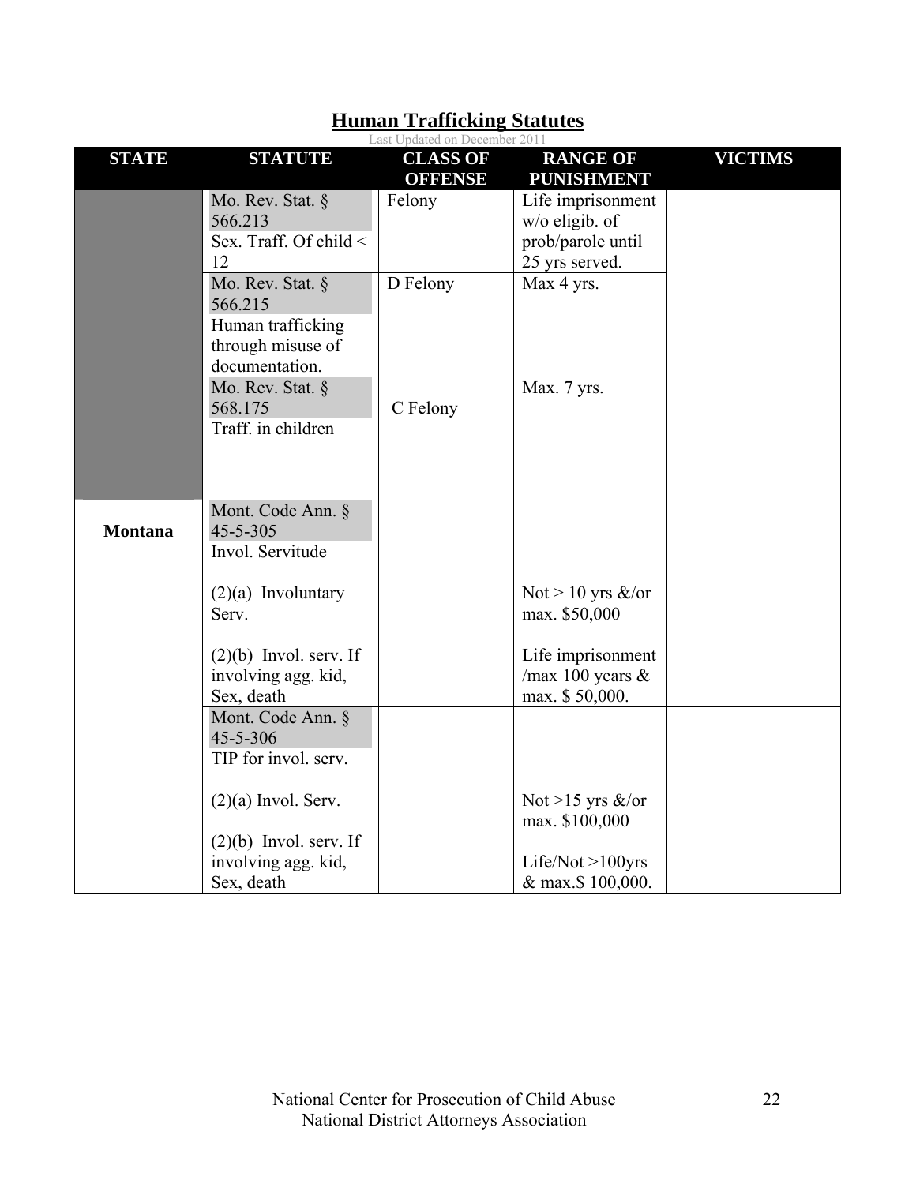# Human Trafficking Statutes

Last Updated on December 2011

| STATE | STATUTE | CLASS OF OFFENSE | RANGE OF PUNISHMENT | VICTIMS |
|---|---|---|---|---|
| | Mo. Rev. Stat. § 566.213 Sex. Traff. Of child < 12 | Felony | Life imprisonment w/o eligib. of prob/parole until 25 yrs served. | |
| | Mo. Rev. Stat. § 566.215 Human trafficking through misuse of documentation. | D Felony | Max 4 yrs. | |
| | Mo. Rev. Stat. § 568.175 Traff. in children | C Felony | Max. 7 yrs. | |
| **Montana** | Mont. Code Ann. § 45-5-305 Invol. Servitude<br><br>(2)(a) Involuntary Serv.<br><br>(2)(b) Invol. serv. If involving agg. kid, Sex, death | | <br><br>Not > 10 yrs &/or max. $50,000<br><br>Life imprisonment /max 100 years & max. $ 50,000. | |
| | Mont. Code Ann. § 45-5-306 TIP for invol. serv.<br><br>(2)(a) Invol. Serv.<br><br>(2)(b) Invol. serv. If involving agg. kid, Sex, death | | <br><br>Not >15 yrs &/or max. $100,000<br><br>Life/Not >100yrs & max.$ 100,000. | |

National Center for Prosecution of Child Abuse
National District Attorneys Association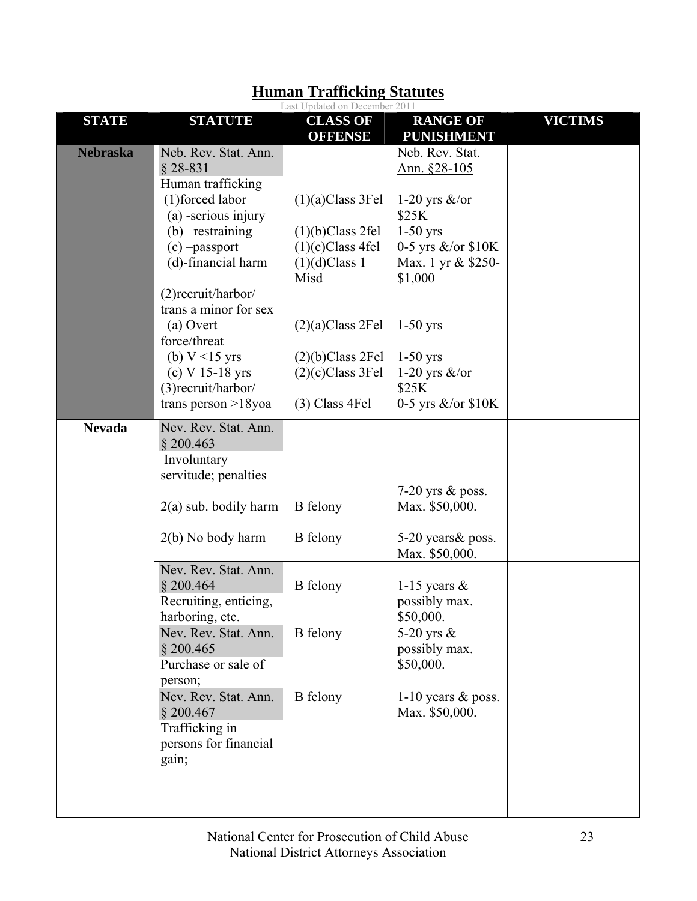## Human Trafficking Statutes

Last Updated on December 2011

| STATE | STATUTE | CLASS OF OFFENSE | RANGE OF PUNISHMENT | VICTIMS |
|---|---|---|---|---|
| **Nebraska** | Neb. Rev. Stat. Ann. § 28-831<br>Human trafficking<br>(1)forced labor<br>(a) -serious injury<br>(b) –restraining<br>(c) –passport<br>(d)-financial harm<br><br>(2)recruit/harbor/ trans a minor for sex<br>(a) Overt force/threat<br>(b) V <15 yrs<br>(c) V 15-18 yrs<br>(3)recruit/harbor/ trans person >18yoa | <br><br><br>(1)(a)Class 3Fel<br><br>(1)(b)Class 2fel<br>(1)(c)Class 4fel<br>(1)(d)Class 1 Misd<br><br><br>(2)(a)Class 2Fel<br><br>(2)(b)Class 2Fel<br>(2)(c)Class 3Fel<br><br>(3) Class 4Fel | Neb. Rev. Stat. Ann. §28-105<br><br>1-20 yrs &/or $25K<br>1-50 yrs<br>0-5 yrs &/or $10K<br>Max. 1 yr & $250-$1,000<br><br><br>1-50 yrs<br><br>1-50 yrs<br>1-20 yrs &/or $25K<br>0-5 yrs &/or $10K | |
| **Nevada** | Nev. Rev. Stat. Ann. § 200.463<br>Involuntary servitude; penalties<br><br>2(a) sub. bodily harm<br><br>2(b) No body harm | <br><br><br><br>B felony<br><br>B felony | <br><br><br><br>7-20 yrs & poss. Max. $50,000.<br><br>5-20 years& poss. Max. $50,000. | |
| | Nev. Rev. Stat. Ann. § 200.464<br>Recruiting, enticing, harboring, etc. | B felony | 1-15 years & possibly max. $50,000. | |
| | Nev. Rev. Stat. Ann. § 200.465<br>Purchase or sale of person; | B felony | 5-20 yrs & possibly max. $50,000. | |
| | Nev. Rev. Stat. Ann. § 200.467<br>Trafficking in persons for financial gain; | B felony | 1-10 years & poss. Max. $50,000. | |

National Center for Prosecution of Child Abuse
National District Attorneys Association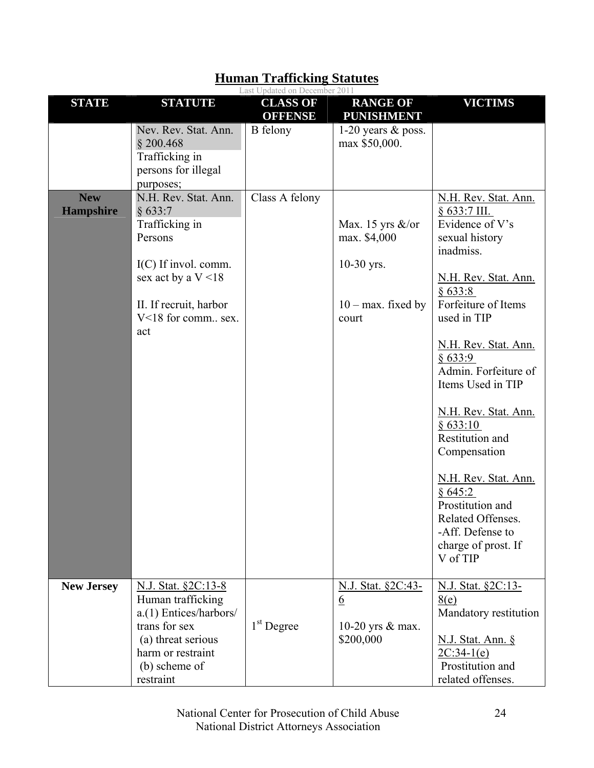# Human Trafficking Statutes

Last Updated on December 2011

| STATE | STATUTE | CLASS OF OFFENSE | RANGE OF PUNISHMENT | VICTIMS |
|---|---|---|---|---|
| | Nev. Rev. Stat. Ann. § 200.468 Trafficking in persons for illegal purposes; | B felony | 1-20 years & poss. max $50,000. | |
| **New Hampshire** | N.H. Rev. Stat. Ann. § 633:7 Trafficking in Persons<br><br>I(C) If invol. comm. sex act by a V <18<br><br>II. If recruit, harbor V<18 for comm.. sex. act | Class A felony | Max. 15 yrs &/or max. $4,000<br><br>10-30 yrs.<br><br>10 – max. fixed by court | N.H. Rev. Stat. Ann. § 633:7 III. Evidence of V's sexual history inadmiss.<br><br>N.H. Rev. Stat. Ann. § 633:8 Forfeiture of Items used in TIP<br><br>N.H. Rev. Stat. Ann. § 633:9 Admin. Forfeiture of Items Used in TIP<br><br>N.H. Rev. Stat. Ann. § 633:10 Restitution and Compensation<br><br>N.H. Rev. Stat. Ann. § 645:2 Prostitution and Related Offenses. -Aff. Defense to charge of prost. If V of TIP |
| **New Jersey** | N.J. Stat. §2C:13-8 Human trafficking a.(1) Entices/harbors/ trans for sex (a) threat serious harm or restraint (b) scheme of restraint | 1st Degree | N.J. Stat. §2C:43-6<br><br>10-20 yrs & max. $200,000 | N.J. Stat. §2C:13-8(e) Mandatory restitution<br><br>N.J. Stat. Ann. § 2C:34-1(e) Prostitution and related offenses. |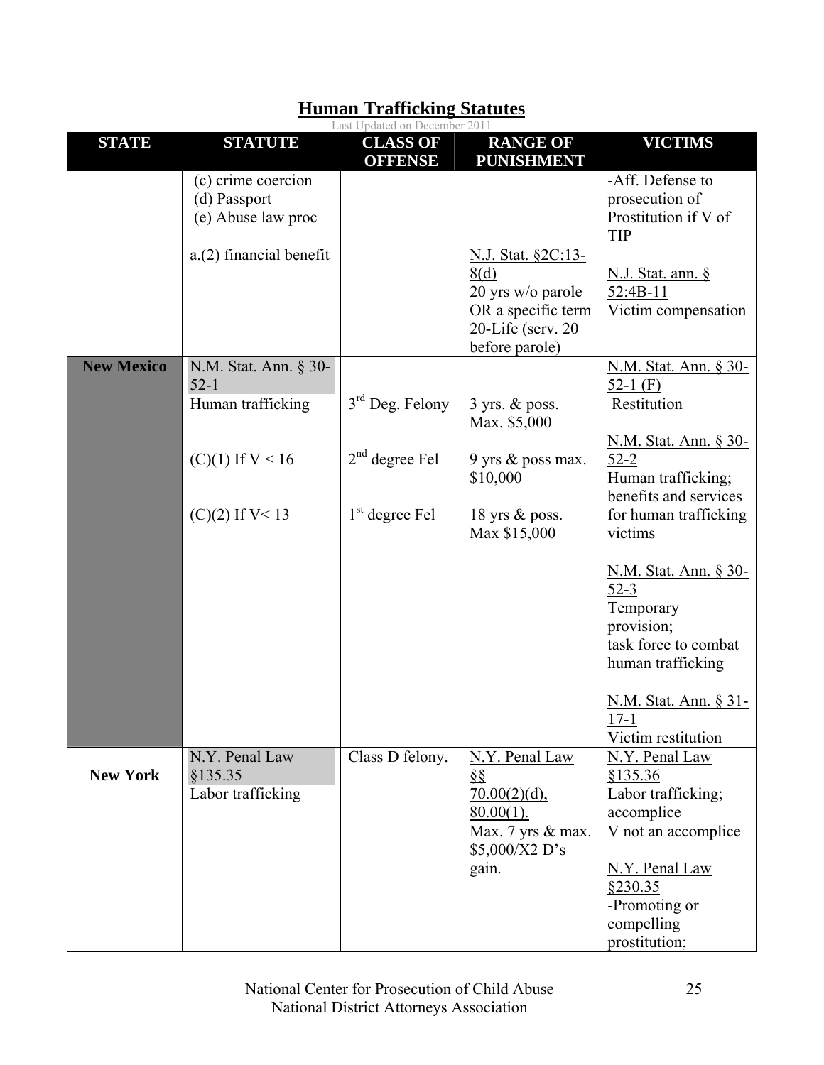## Human Trafficking Statutes

Last Updated on December 2011

| STATE | STATUTE | CLASS OF OFFENSE | RANGE OF PUNISHMENT | VICTIMS |
|---|---|---|---|---|
| | (c) crime coercion<br>(d) Passport<br>(e) Abuse law proc<br><br>a.(2) financial benefit | | N.J. Stat. §2C:13-8(d)<br>20 yrs w/o parole OR a specific term 20-Life (serv. 20 before parole) | -Aff. Defense to prosecution of Prostitution if V of TIP<br><br>N.J. Stat. ann. § 52:4B-11<br>Victim compensation |
| **New Mexico** | N.M. Stat. Ann. § 30-52-1<br>Human trafficking<br><br>(C)(1) If V < 16<br><br>(C)(2) If V< 13 | 3rd Deg. Felony<br><br>2nd degree Fel<br><br>1st degree Fel | 3 yrs. & poss. Max. $5,000<br><br>9 yrs & poss max. $10,000<br><br>18 yrs & poss. Max $15,000 | N.M. Stat. Ann. § 30-52-1 (F)<br>Restitution<br><br>N.M. Stat. Ann. § 30-52-2<br>Human trafficking; benefits and services for human trafficking victims<br><br>N.M. Stat. Ann. § 30-52-3<br>Temporary provision; task force to combat human trafficking<br><br>N.M. Stat. Ann. § 31-17-1<br>Victim restitution |
| **New York** | N.Y. Penal Law §135.35<br>Labor trafficking | Class D felony. | N.Y. Penal Law §§ 70.00(2)(d), 80.00(1).<br>Max. 7 yrs & max. $5,000/X2 D's gain. | N.Y. Penal Law §135.36<br>Labor trafficking; accomplice<br>V not an accomplice<br><br>N.Y. Penal Law §230.35<br>-Promoting or compelling prostitution; |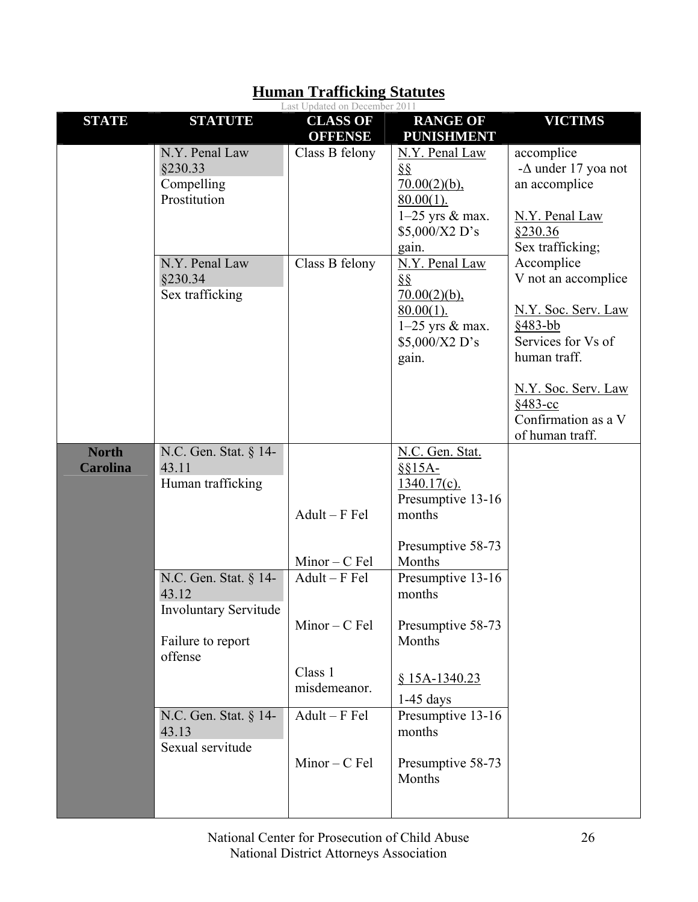## Human Trafficking Statutes

Last Updated on December 2011

| STATE | STATUTE | CLASS OF OFFENSE | RANGE OF PUNISHMENT | VICTIMS |
|---|---|---|---|---|
| | N.Y. Penal Law §230.33 Compelling Prostitution | Class B felony | N.Y. Penal Law §§ 70.00(2)(b), 80.00(1). 1–25 yrs & max. $5,000/X2 D's gain. | accomplice -Δ under 17 yoa not an accomplice<br><br>N.Y. Penal Law §230.36 Sex trafficking; Accomplice V not an accomplice<br><br>N.Y. Soc. Serv. Law §483-bb Services for Vs of human traff.<br><br>N.Y. Soc. Serv. Law §483-cc Confirmation as a V of human traff. |
| | N.Y. Penal Law §230.34 Sex trafficking | Class B felony | N.Y. Penal Law §§ 70.00(2)(b), 80.00(1). 1–25 yrs & max. $5,000/X2 D's gain. | |
| **North Carolina** | N.C. Gen. Stat. § 14-43.11 Human trafficking | Adult – F Fel<br><br>Minor – C Fel | N.C. Gen. Stat. §§15A-1340.17(c). Presumptive 13-16 months<br><br>Presumptive 58-73 Months | |
| | N.C. Gen. Stat. § 14-43.12 Involuntary Servitude<br><br>Failure to report offense | Adult – F Fel<br><br>Minor – C Fel<br><br>Class 1 misdemeanor. | Presumptive 13-16 months<br><br>Presumptive 58-73 Months<br><br>§ 15A-1340.23<br>1-45 days | |
| | N.C. Gen. Stat. § 14-43.13 Sexual servitude | Adult – F Fel<br><br>Minor – C Fel | Presumptive 13-16 months<br><br>Presumptive 58-73 Months | |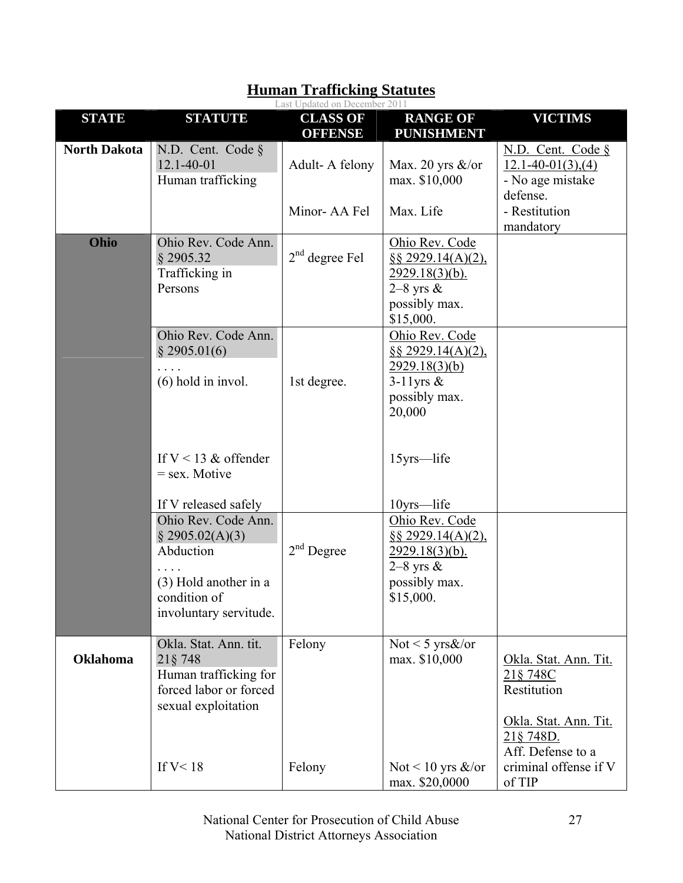## Human Trafficking Statutes

Last Updated on December 2011

| STATE | STATUTE | CLASS OF OFFENSE | RANGE OF PUNISHMENT | VICTIMS |
|---|---|---|---|---|
| **North Dakota** | N.D. Cent. Code § 12.1-40-01<br>Human trafficking | Adult- A felony<br><br>Minor- AA Fel | Max. 20 yrs &/or max. $10,000<br><br>Max. Life | N.D. Cent. Code § 12.1-40-01(3),(4)<br>- No age mistake defense.<br>- Restitution mandatory |
| **Ohio** | Ohio Rev. Code Ann. § 2905.32<br>Trafficking in Persons | 2nd degree Fel | Ohio Rev. Code §§ 2929.14(A)(2), 2929.18(3)(b).<br>2–8 yrs & possibly max. $15,000. | |
| | Ohio Rev. Code Ann. § 2905.01(6)<br>. . . .<br>(6) hold in invol.<br><br>If V < 13 & offender = sex. Motive<br><br>If V released safely | 1st degree. | Ohio Rev. Code §§ 2929.14(A)(2), 2929.18(3)(b)<br>3-11yrs & possibly max. 20,000<br><br>15yrs—life<br><br>10yrs—life | |
| | Ohio Rev. Code Ann. § 2905.02(A)(3)<br>Abduction<br>. . . .<br>(3) Hold another in a condition of involuntary servitude. | 2nd Degree | Ohio Rev. Code §§ 2929.14(A)(2), 2929.18(3)(b).<br>2–8 yrs & possibly max. $15,000. | |
| **Oklahoma** | Okla. Stat. Ann. tit. 21§ 748<br>Human trafficking for forced labor or forced sexual exploitation<br><br>If V< 18 | Felony<br><br>Felony | Not < 5 yrs&/or max. $10,000<br><br>Not < 10 yrs &/or max. $20,0000 | Okla. Stat. Ann. Tit. 21§ 748C<br>Restitution<br><br>Okla. Stat. Ann. Tit. 21§ 748D.<br>Aff. Defense to a criminal offense if V of TIP |

National Center for Prosecution of Child Abuse
National District Attorneys Association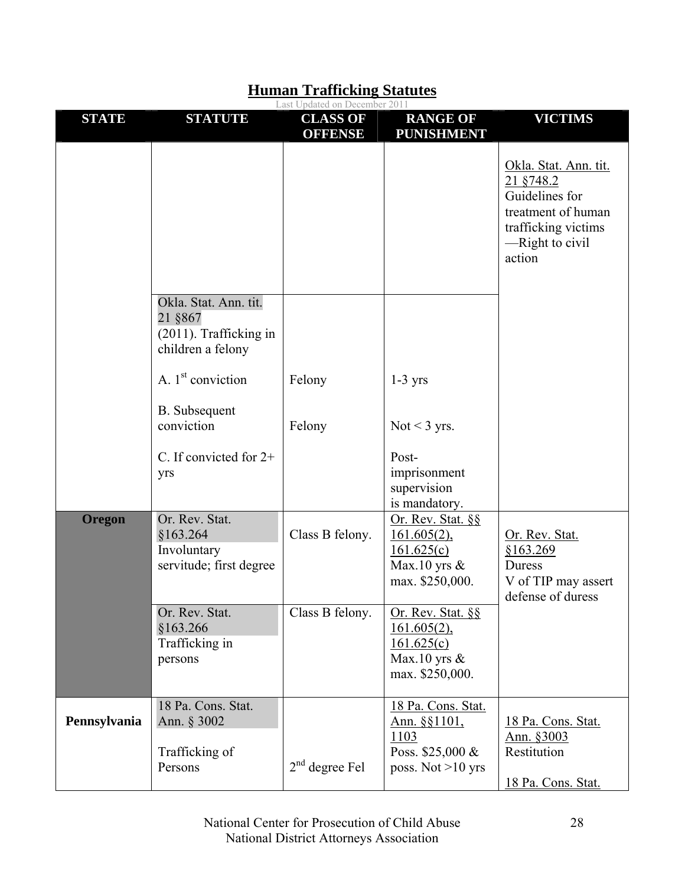## Human Trafficking Statutes

Last Updated on December 2011

| STATE | STATUTE | CLASS OF OFFENSE | RANGE OF PUNISHMENT | VICTIMS |
|---|---|---|---|---|
| | | | | Okla. Stat. Ann. tit. 21 §748.2 Guidelines for treatment of human trafficking victims —Right to civil action |
| | Okla. Stat. Ann. tit. 21 §867 (2011). Trafficking in children a felony<br><br>A. 1st conviction<br><br>B. Subsequent conviction<br><br>C. If convicted for 2+ yrs | <br><br><br>Felony<br><br>Felony | <br><br><br>1-3 yrs<br><br>Not < 3 yrs.<br><br>Post-imprisonment supervision is mandatory. | |
| **Oregon** | Or. Rev. Stat. §163.264 Involuntary servitude; first degree | Class B felony. | Or. Rev. Stat. §§ 161.605(2), 161.625(c) Max.10 yrs & max. $250,000. | Or. Rev. Stat. §163.269 Duress V of TIP may assert defense of duress |
| | Or. Rev. Stat. §163.266 Trafficking in persons | Class B felony. | Or. Rev. Stat. §§ 161.605(2), 161.625(c) Max.10 yrs & max. $250,000. | |
| **Pennsylvania** | 18 Pa. Cons. Stat. Ann. § 3002<br><br>Trafficking of Persons | 2nd degree Fel | 18 Pa. Cons. Stat. Ann. §§1101, 1103 Poss. $25,000 & poss. Not >10 yrs | 18 Pa. Cons. Stat. Ann. §3003 Restitution<br><br>18 Pa. Cons. Stat. |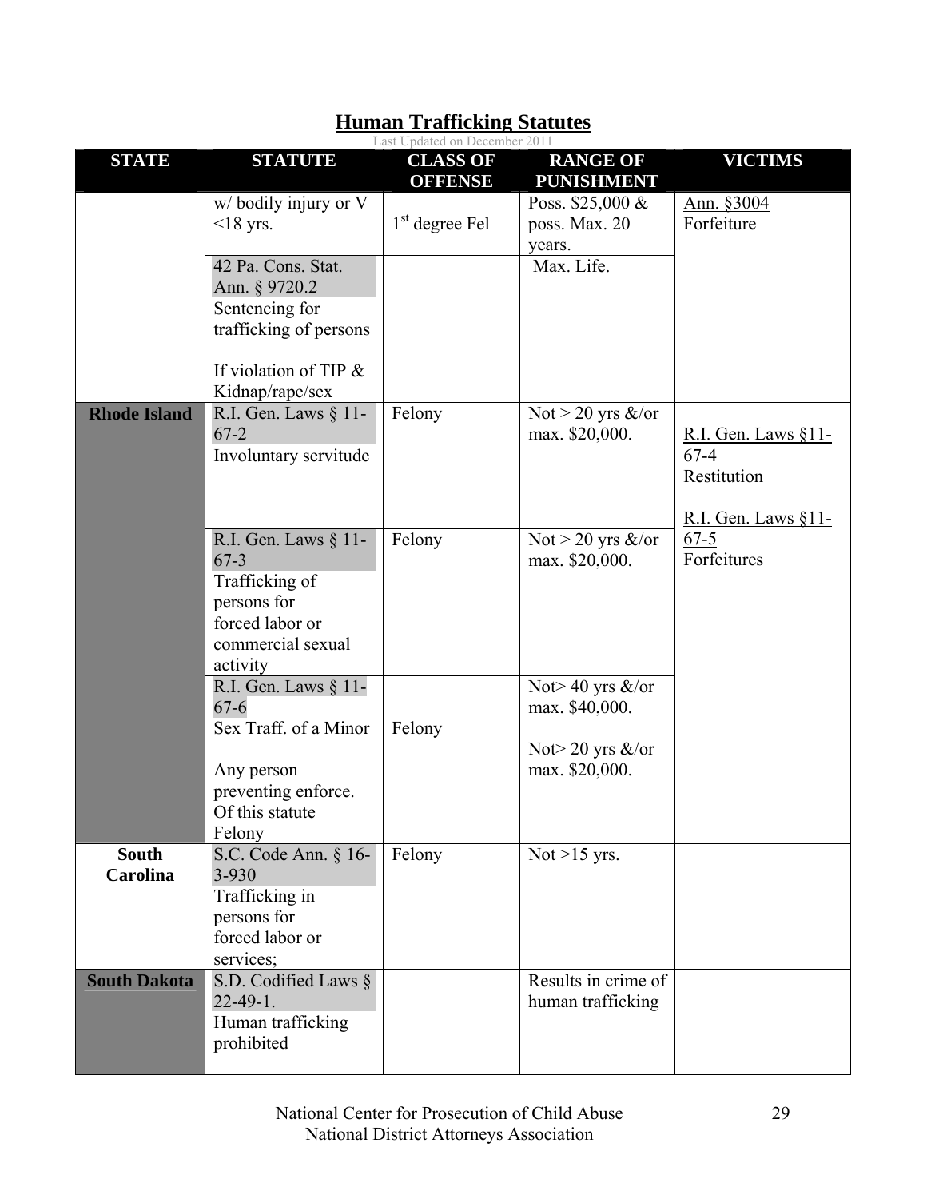## Human Trafficking Statutes

Last Updated on December 2011

| STATE | STATUTE | CLASS OF OFFENSE | RANGE OF PUNISHMENT | VICTIMS |
|---|---|---|---|---|
| | w/ bodily injury or V <18 yrs. | 1st degree Fel | Poss. $25,000 & poss. Max. 20 years. | Ann. §3004 Forfeiture |
| | 42 Pa. Cons. Stat. Ann. § 9720.2 Sentencing for trafficking of persons<br><br>If violation of TIP & Kidnap/rape/sex | | Max. Life. | |
| **Rhode Island** | R.I. Gen. Laws § 11-67-2 Involuntary servitude | Felony | Not > 20 yrs &/or max. $20,000. | R.I. Gen. Laws §11-67-4 Restitution<br><br>R.I. Gen. Laws §11-67-5 Forfeitures |
| | R.I. Gen. Laws § 11-67-3 Trafficking of persons for forced labor or commercial sexual activity | Felony | Not > 20 yrs &/or max. $20,000. | |
| | R.I. Gen. Laws § 11-67-6 Sex Traff. of a Minor<br><br>Any person preventing enforce. Of this statute Felony | Felony | Not> 40 yrs &/or max. $40,000.<br><br>Not> 20 yrs &/or max. $20,000. | |
| **South Carolina** | S.C. Code Ann. § 16-3-930 Trafficking in persons for forced labor or services; | Felony | Not >15 yrs. | |
| **South Dakota** | S.D. Codified Laws § 22-49-1. Human trafficking prohibited | | Results in crime of human trafficking | |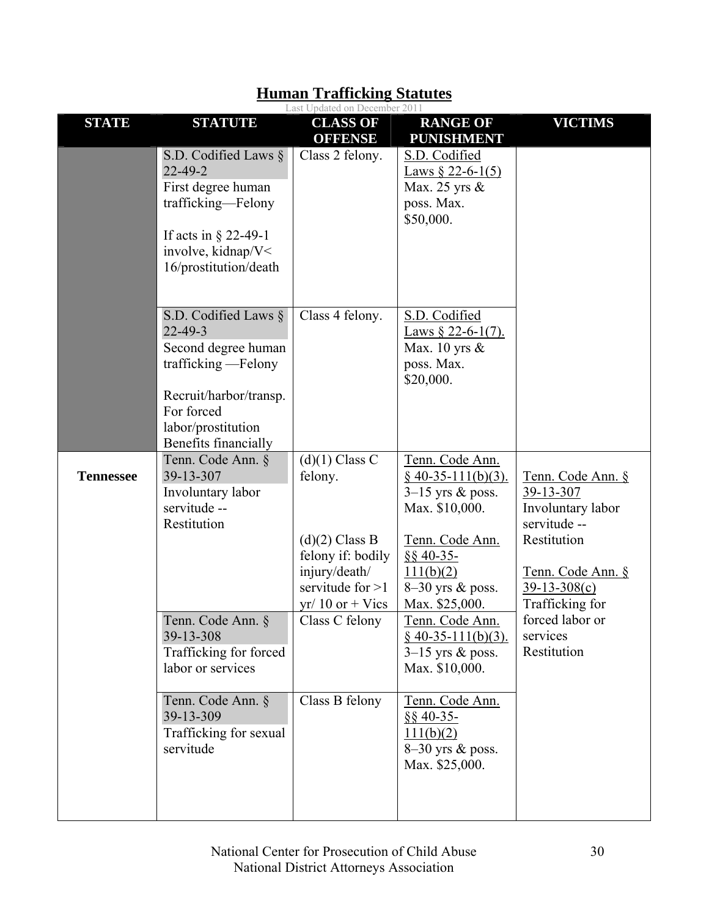## Human Trafficking Statutes

Last Updated on December 2011

| STATE | STATUTE | CLASS OF OFFENSE | RANGE OF PUNISHMENT | VICTIMS |
|---|---|---|---|---|
| | S.D. Codified Laws § 22-49-2<br>First degree human trafficking—Felony<br><br>If acts in § 22-49-1 involve, kidnap/V< 16/prostitution/death | Class 2 felony. | S.D. Codified Laws § 22-6-1(5)<br>Max. 25 yrs & poss. Max. $50,000. | |
| | S.D. Codified Laws § 22-49-3<br>Second degree human trafficking —Felony<br><br>Recruit/harbor/transp. For forced labor/prostitution Benefits financially | Class 4 felony. | S.D. Codified Laws § 22-6-1(7).<br>Max. 10 yrs & poss. Max. $20,000. | |
| **Tennessee** | Tenn. Code Ann. § 39-13-307<br>Involuntary labor servitude -- Restitution | (d)(1) Class C felony.<br><br>(d)(2) Class B felony if: bodily injury/death/ servitude for >1 yr/ 10 or + Vics | Tenn. Code Ann. § 40-35-111(b)(3).<br>3–15 yrs & poss. Max. $10,000.<br><br>Tenn. Code Ann. §§ 40-35-111(b)(2)<br>8–30 yrs & poss. Max. $25,000. | Tenn. Code Ann. § 39-13-307<br>Involuntary labor servitude -- Restitution<br><br>Tenn. Code Ann. § 39-13-308(c)<br>Trafficking for forced labor or services Restitution |
| | Tenn. Code Ann. § 39-13-308<br>Trafficking for forced labor or services | Class C felony | Tenn. Code Ann. § 40-35-111(b)(3).<br>3–15 yrs & poss. Max. $10,000. | |
| | Tenn. Code Ann. § 39-13-309<br>Trafficking for sexual servitude | Class B felony | Tenn. Code Ann. §§ 40-35-111(b)(2)<br>8–30 yrs & poss. Max. $25,000. | |

National Center for Prosecution of Child Abuse
National District Attorneys Association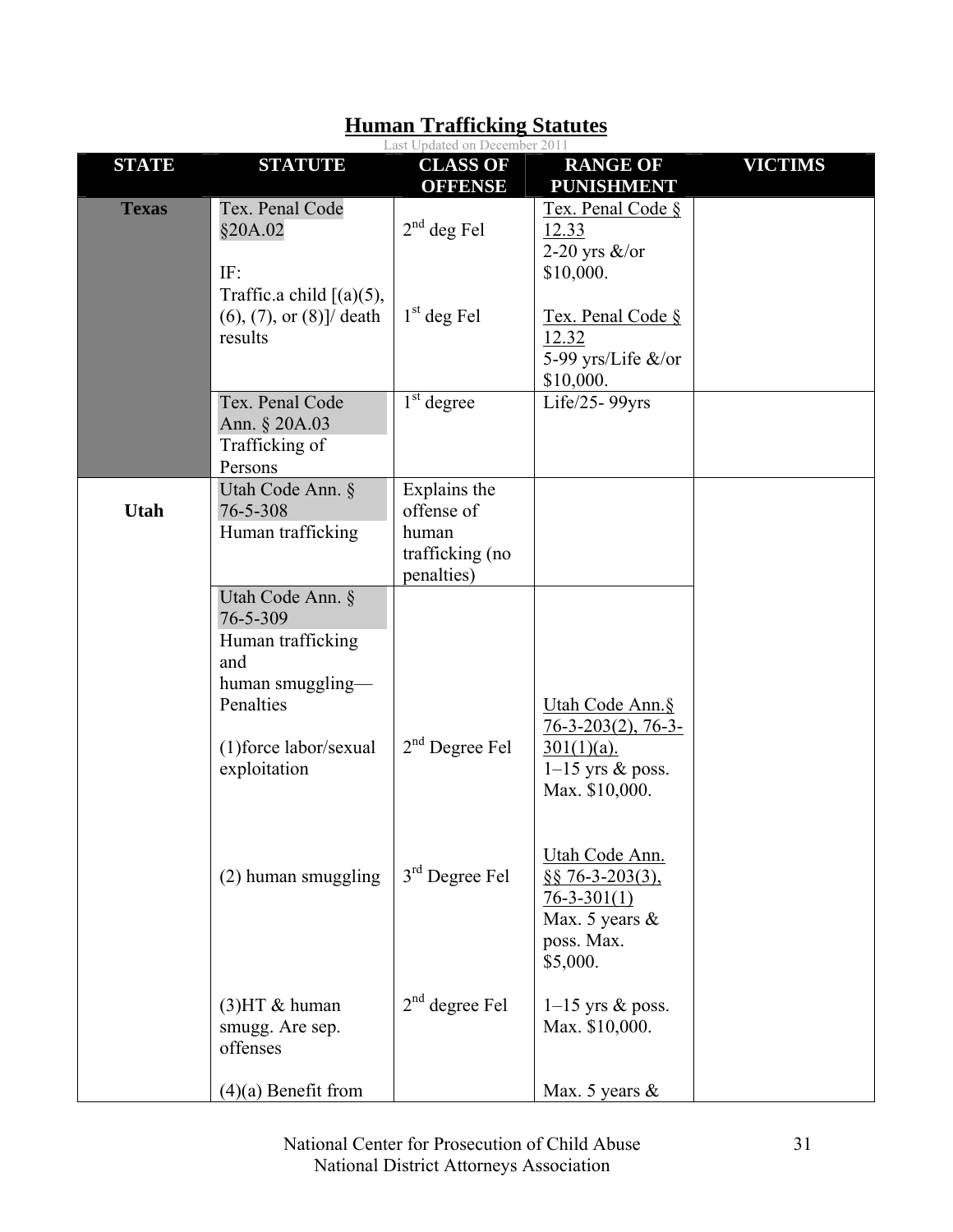# Human Trafficking Statutes

Last Updated on December 2011

| STATE | STATUTE | CLASS OF OFFENSE | RANGE OF PUNISHMENT | VICTIMS |
|---|---|---|---|---|
| **Texas** | Tex. Penal Code §20A.02<br><br>IF:<br>Traffic.a child [(a)(5), (6), (7), or (8)]/ death results | 2nd deg Fel<br><br>1st deg Fel | Tex. Penal Code § 12.33<br>2-20 yrs &/or $10,000.<br><br>Tex. Penal Code § 12.32<br>5-99 yrs/Life &/or $10,000. | |
| | Tex. Penal Code Ann. § 20A.03<br>Trafficking of Persons | 1st degree | Life/25- 99yrs | |
| **Utah** | Utah Code Ann. § 76-5-308<br>Human trafficking | Explains the offense of human trafficking (no penalties) | | |
| | Utah Code Ann. § 76-5-309<br>Human trafficking and human smuggling—Penalties<br><br>(1)force labor/sexual exploitation<br><br>(2) human smuggling<br><br>(3)HT & human smugg. Are sep. offenses<br><br>(4)(a) Benefit from | <br><br>2nd Degree Fel<br><br>3rd Degree Fel<br><br>2nd degree Fel | Utah Code Ann.§ 76-3-203(2), 76-3-301(1)(a).<br>1–15 yrs & poss. Max. $10,000.<br><br>Utah Code Ann. §§ 76-3-203(3), 76-3-301(1)<br>Max. 5 years & poss. Max. $5,000.<br><br>1–15 yrs & poss. Max. $10,000.<br><br>Max. 5 years & | |

National Center for Prosecution of Child Abuse
National District Attorneys Association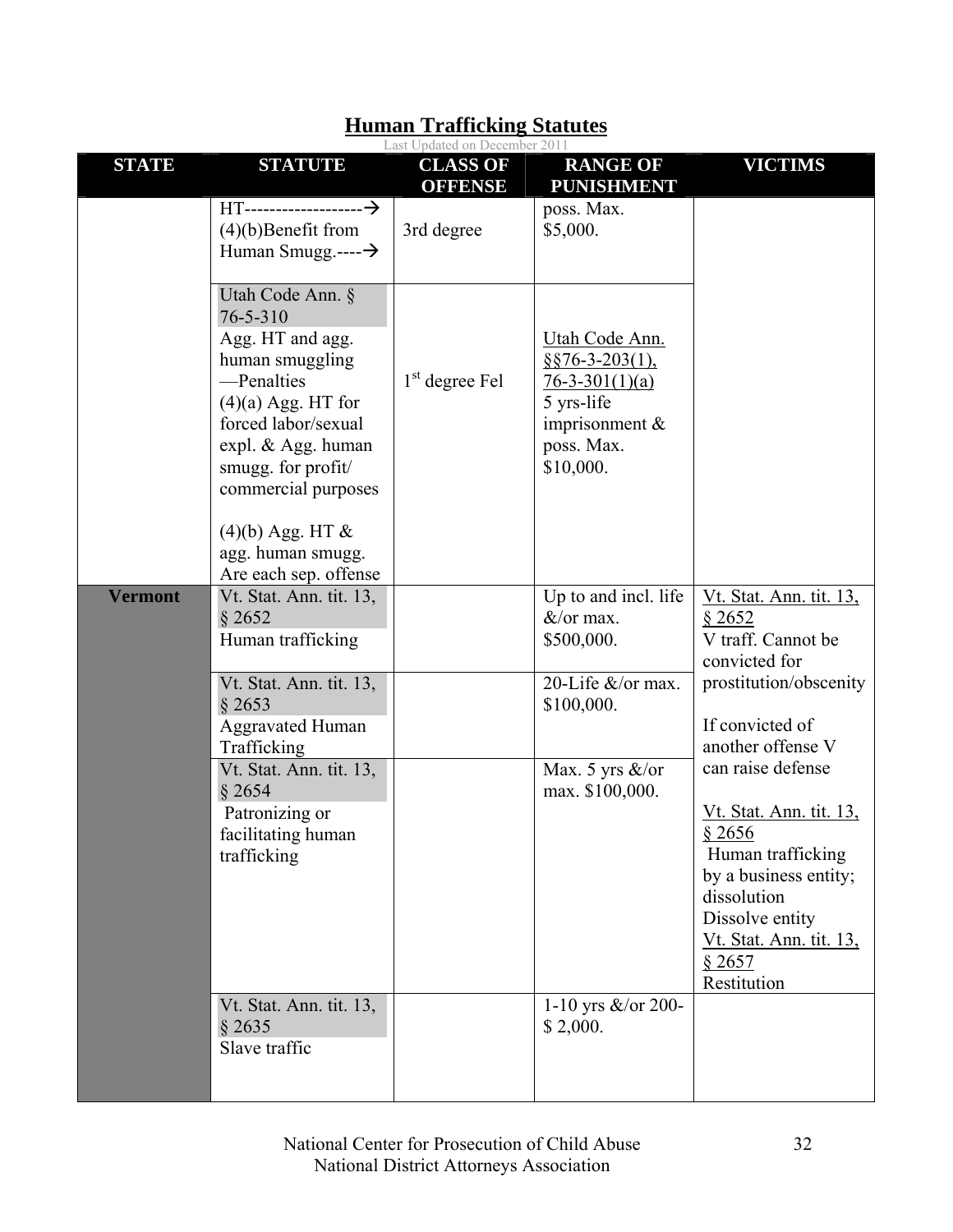# Human Trafficking Statutes

Last Updated on December 2011

| STATE | STATUTE | CLASS OF OFFENSE | RANGE OF PUNISHMENT | VICTIMS |
|---|---|---|---|---|
| | HT-------------------→ (4)(b)Benefit from Human Smugg.----→ | 3rd degree | poss. Max. $5,000. | |
| | Utah Code Ann. § 76-5-310 Agg. HT and agg. human smuggling —Penalties (4)(a) Agg. HT for forced labor/sexual expl. & Agg. human smugg. for profit/ commercial purposes (4)(b) Agg. HT & agg. human smugg. Are each sep. offense | 1st degree Fel | Utah Code Ann. §§76-3-203(1), 76-3-301(1)(a) 5 yrs-life imprisonment & poss. Max. $10,000. | |
| **Vermont** | Vt. Stat. Ann. tit. 13, § 2652 Human trafficking | | Up to and incl. life &/or max. $500,000. | Vt. Stat. Ann. tit. 13, § 2652 V traff. Cannot be convicted for prostitution/obscenity If convicted of another offense V can raise defense Vt. Stat. Ann. tit. 13, § 2656 Human trafficking by a business entity; dissolution Dissolve entity Vt. Stat. Ann. tit. 13, § 2657 Restitution |
| | Vt. Stat. Ann. tit. 13, § 2653 Aggravated Human Trafficking | | 20-Life &/or max. $100,000. | |
| | Vt. Stat. Ann. tit. 13, § 2654 Patronizing or facilitating human trafficking | | Max. 5 yrs &/or max. $100,000. | |
| | Vt. Stat. Ann. tit. 13, § 2635 Slave traffic | | 1-10 yrs &/or 200-$ 2,000. | |

National Center for Prosecution of Child Abuse
National District Attorneys Association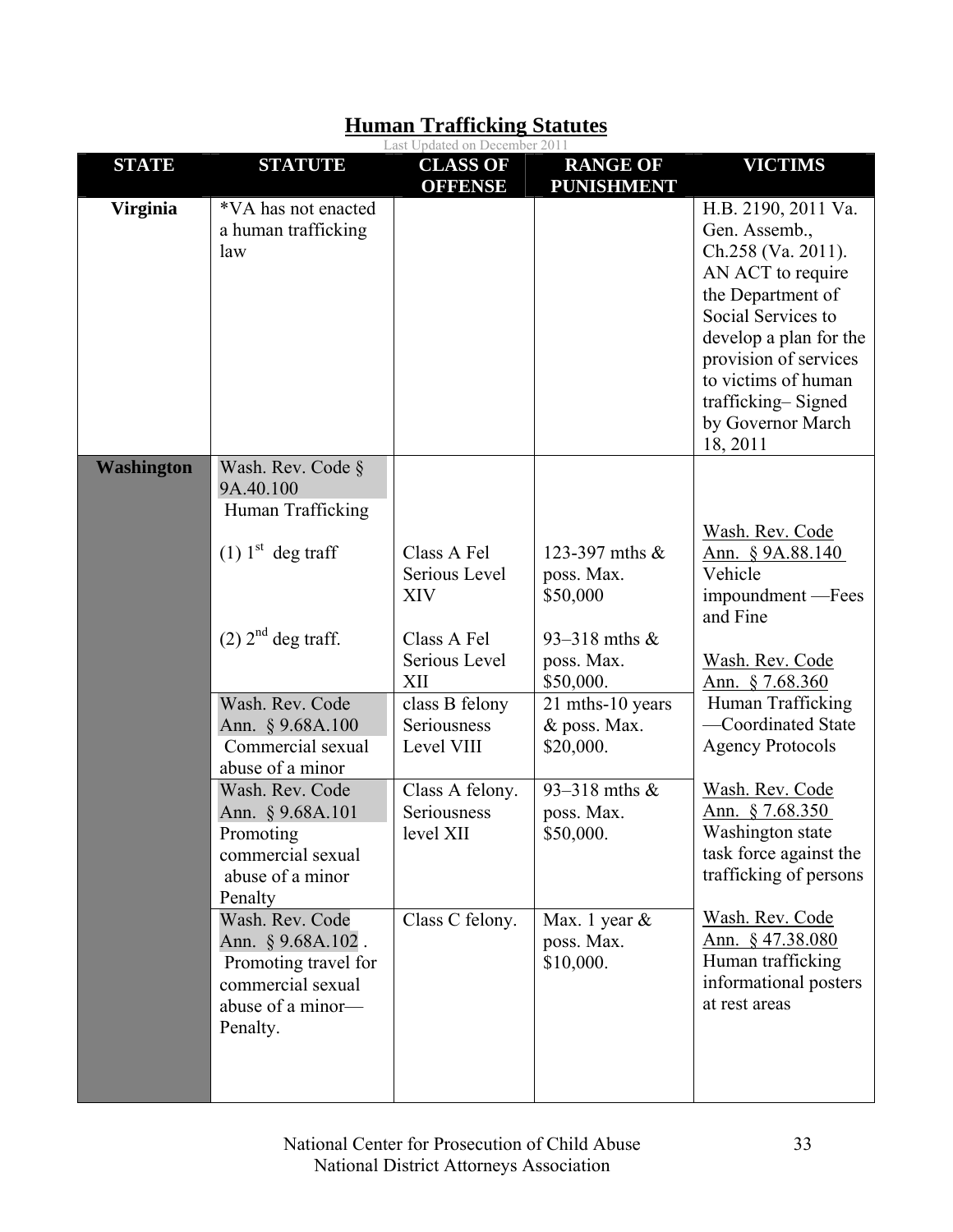## Human Trafficking Statutes

Last Updated on December 2011

| STATE | STATUTE | CLASS OF OFFENSE | RANGE OF PUNISHMENT | VICTIMS |
|---|---|---|---|---|
| **Virginia** | *VA has not enacted a human trafficking law | | | H.B. 2190, 2011 Va. Gen. Assemb., Ch.258 (Va. 2011). AN ACT to require the Department of Social Services to develop a plan for the provision of services to victims of human trafficking– Signed by Governor March 18, 2011 |
| **Washington** | Wash. Rev. Code § 9A.40.100 Human Trafficking<br><br>(1) 1st deg traff<br><br>(2) 2nd deg traff. | <br><br><br>Class A Fel Serious Level XIV<br><br>Class A Fel Serious Level XII | <br><br><br>123-397 mths & poss. Max. $50,000<br><br>93–318 mths & poss. Max. $50,000. | Wash. Rev. Code Ann. § 9A.88.140 Vehicle impoundment —Fees and Fine<br><br>Wash. Rev. Code Ann. § 7.68.360 Human Trafficking —Coordinated State Agency Protocols<br><br>Wash. Rev. Code Ann. § 7.68.350 Washington state task force against the trafficking of persons<br><br>Wash. Rev. Code Ann. § 47.38.080 Human trafficking informational posters at rest areas |
| | Wash. Rev. Code Ann. § 9.68A.100 Commercial sexual abuse of a minor | class B felony Seriousness Level VIII | 21 mths-10 years & poss. Max. $20,000. | |
| | Wash. Rev. Code Ann. § 9.68A.101 Promoting commercial sexual abuse of a minor Penalty | Class A felony. Seriousness level XII | 93–318 mths & poss. Max. $50,000. | |
| | Wash. Rev. Code Ann. § 9.68A.102 . Promoting travel for commercial sexual abuse of a minor—Penalty. | Class C felony. | Max. 1 year & poss. Max. $10,000. | |

National Center for Prosecution of Child Abuse
National District Attorneys Association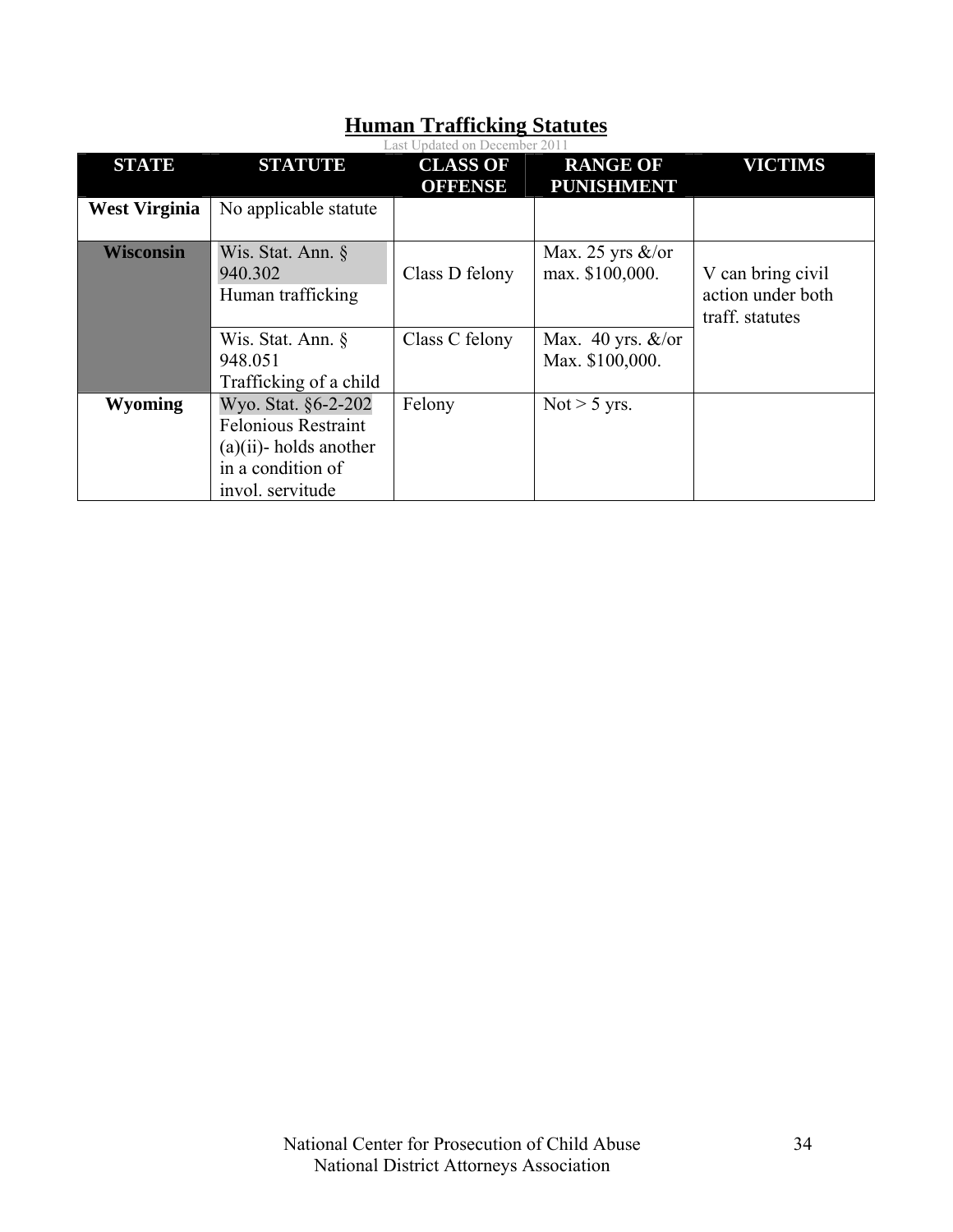# Human Trafficking Statutes

Last Updated on December 2011

| STATE | STATUTE | CLASS OF OFFENSE | RANGE OF PUNISHMENT | VICTIMS |
|---|---|---|---|---|
| **West Virginia** | No applicable statute | | | |
| **Wisconsin** | Wis. Stat. Ann. § 940.302 Human trafficking | Class D felony | Max. 25 yrs &/or max. $100,000. | V can bring civil action under both traff. statutes |
| | Wis. Stat. Ann. § 948.051 Trafficking of a child | Class C felony | Max. 40 yrs. &/or Max. $100,000. | |
| **Wyoming** | Wyo. Stat. §6-2-202 Felonious Restraint (a)(ii)- holds another in a condition of invol. servitude | Felony | Not > 5 yrs. | |

National Center for Prosecution of Child Abuse
National District Attorneys Association